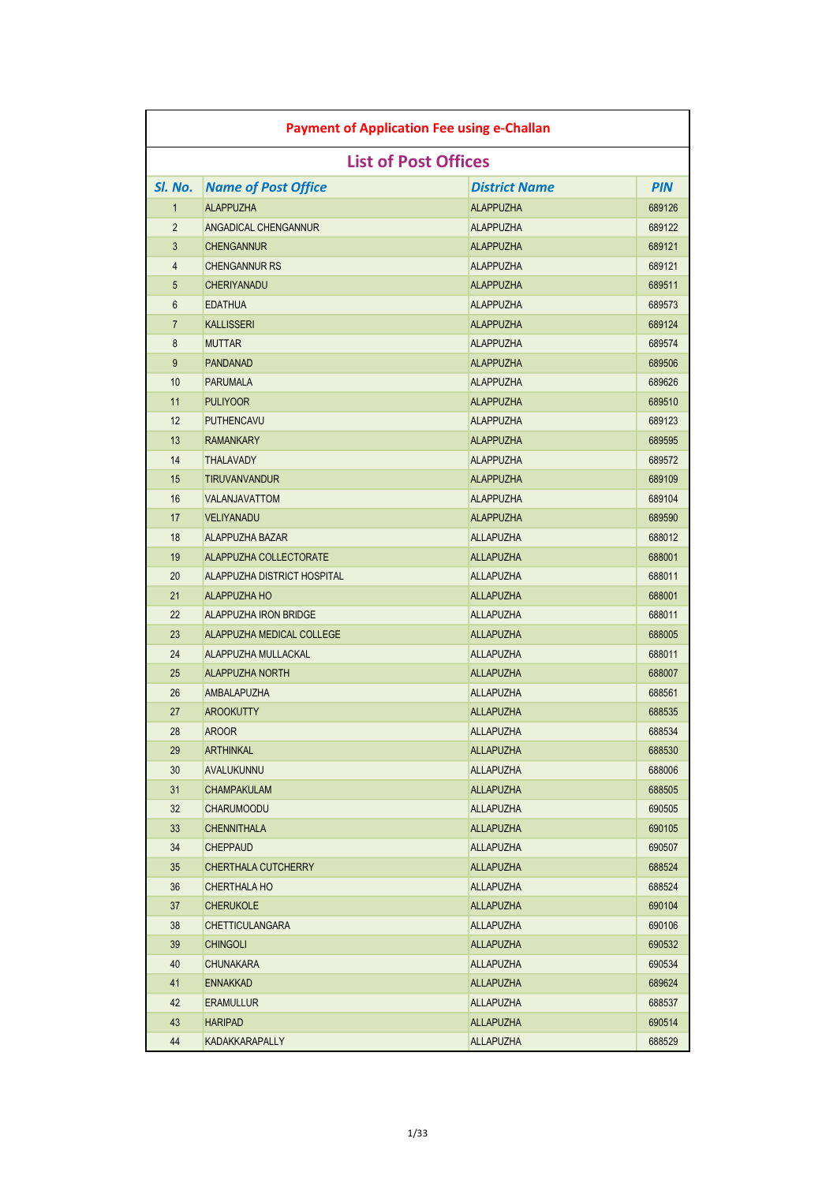# Payment of Application Fee using e-Challan

## List of Post Offices

| Sl. No. | Name of Post Office | District Name | PIN |
|---|---|---|---|
| 1 | ALAPPUZHA | ALAPPUZHA | 689126 |
| 2 | ANGADICAL CHENGANNUR | ALAPPUZHA | 689122 |
| 3 | CHENGANNUR | ALAPPUZHA | 689121 |
| 4 | CHENGANNUR RS | ALAPPUZHA | 689121 |
| 5 | CHERIYANADU | ALAPPUZHA | 689511 |
| 6 | EDATHUA | ALAPPUZHA | 689573 |
| 7 | KALLISSERI | ALAPPUZHA | 689124 |
| 8 | MUTTAR | ALAPPUZHA | 689574 |
| 9 | PANDANAD | ALAPPUZHA | 689506 |
| 10 | PARUMALA | ALAPPUZHA | 689626 |
| 11 | PULIYOOR | ALAPPUZHA | 689510 |
| 12 | PUTHENCAVU | ALAPPUZHA | 689123 |
| 13 | RAMANKARY | ALAPPUZHA | 689595 |
| 14 | THALAVADY | ALAPPUZHA | 689572 |
| 15 | TIRUVANVANDUR | ALAPPUZHA | 689109 |
| 16 | VALANJAVATTOM | ALAPPUZHA | 689104 |
| 17 | VELIYANADU | ALAPPUZHA | 689590 |
| 18 | ALAPPUZHA BAZAR | ALLAPUZHA | 688012 |
| 19 | ALAPPUZHA COLLECTORATE | ALLAPUZHA | 688001 |
| 20 | ALAPPUZHA DISTRICT HOSPITAL | ALLAPUZHA | 688011 |
| 21 | ALAPPUZHA HO | ALLAPUZHA | 688001 |
| 22 | ALAPPUZHA IRON BRIDGE | ALLAPUZHA | 688011 |
| 23 | ALAPPUZHA MEDICAL COLLEGE | ALLAPUZHA | 688005 |
| 24 | ALAPPUZHA MULLACKAL | ALLAPUZHA | 688011 |
| 25 | ALAPPUZHA NORTH | ALLAPUZHA | 688007 |
| 26 | AMBALAPUZHA | ALLAPUZHA | 688561 |
| 27 | AROOKUTTY | ALLAPUZHA | 688535 |
| 28 | AROOR | ALLAPUZHA | 688534 |
| 29 | ARTHINKAL | ALLAPUZHA | 688530 |
| 30 | AVALUKUNNU | ALLAPUZHA | 688006 |
| 31 | CHAMPAKULAM | ALLAPUZHA | 688505 |
| 32 | CHARUMOODU | ALLAPUZHA | 690505 |
| 33 | CHENNITHALA | ALLAPUZHA | 690105 |
| 34 | CHEPPAUD | ALLAPUZHA | 690507 |
| 35 | CHERTHALA CUTCHERRY | ALLAPUZHA | 688524 |
| 36 | CHERTHALA HO | ALLAPUZHA | 688524 |
| 37 | CHERUKOLE | ALLAPUZHA | 690104 |
| 38 | CHETTICULANGARA | ALLAPUZHA | 690106 |
| 39 | CHINGOLI | ALLAPUZHA | 690532 |
| 40 | CHUNAKARA | ALLAPUZHA | 690534 |
| 41 | ENNAKKAD | ALLAPUZHA | 689624 |
| 42 | ERAMULLUR | ALLAPUZHA | 688537 |
| 43 | HARIPAD | ALLAPUZHA | 690514 |
| 44 | KADAKKARAPALLY | ALLAPUZHA | 688529 |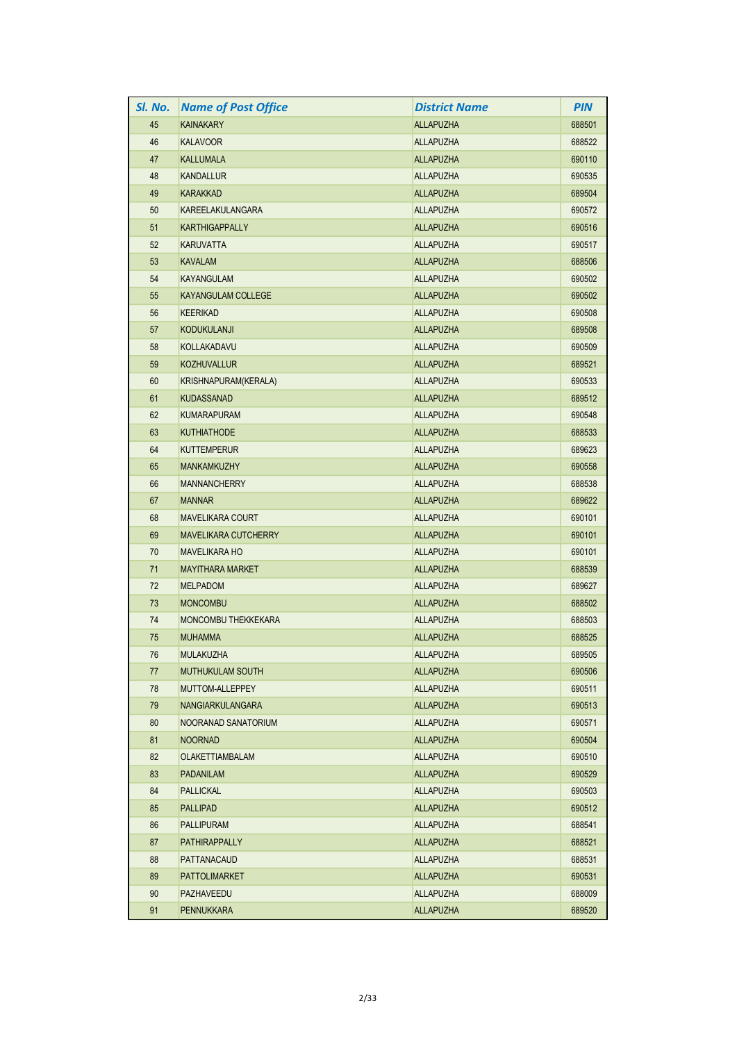| Sl. No. | Name of Post Office | District Name | PIN |
|---|---|---|---|
| 45 | KAINAKARY | ALLAPUZHA | 688501 |
| 46 | KALAVOOR | ALLAPUZHA | 688522 |
| 47 | KALLUMALA | ALLAPUZHA | 690110 |
| 48 | KANDALLUR | ALLAPUZHA | 690535 |
| 49 | KARAKKAD | ALLAPUZHA | 689504 |
| 50 | KAREELAKULANGARA | ALLAPUZHA | 690572 |
| 51 | KARTHIGAPPALLY | ALLAPUZHA | 690516 |
| 52 | KARUVATTA | ALLAPUZHA | 690517 |
| 53 | KAVALAM | ALLAPUZHA | 688506 |
| 54 | KAYANGULAM | ALLAPUZHA | 690502 |
| 55 | KAYANGULAM COLLEGE | ALLAPUZHA | 690502 |
| 56 | KEERIKAD | ALLAPUZHA | 690508 |
| 57 | KODUKULANJI | ALLAPUZHA | 689508 |
| 58 | KOLLAKADAVU | ALLAPUZHA | 690509 |
| 59 | KOZHUVALLUR | ALLAPUZHA | 689521 |
| 60 | KRISHNAPURAM(KERALA) | ALLAPUZHA | 690533 |
| 61 | KUDASSANAD | ALLAPUZHA | 689512 |
| 62 | KUMARAPURAM | ALLAPUZHA | 690548 |
| 63 | KUTHIATHODE | ALLAPUZHA | 688533 |
| 64 | KUTTEMPERUR | ALLAPUZHA | 689623 |
| 65 | MANKAMKUZHY | ALLAPUZHA | 690558 |
| 66 | MANNANCHERRY | ALLAPUZHA | 688538 |
| 67 | MANNAR | ALLAPUZHA | 689622 |
| 68 | MAVELIKARA COURT | ALLAPUZHA | 690101 |
| 69 | MAVELIKARA CUTCHERRY | ALLAPUZHA | 690101 |
| 70 | MAVELIKARA HO | ALLAPUZHA | 690101 |
| 71 | MAYITHARA MARKET | ALLAPUZHA | 688539 |
| 72 | MELPADOM | ALLAPUZHA | 689627 |
| 73 | MONCOMBU | ALLAPUZHA | 688502 |
| 74 | MONCOMBU THEKKEKARA | ALLAPUZHA | 688503 |
| 75 | MUHAMMA | ALLAPUZHA | 688525 |
| 76 | MULAKUZHA | ALLAPUZHA | 689505 |
| 77 | MUTHUKULAM SOUTH | ALLAPUZHA | 690506 |
| 78 | MUTTOM-ALLEPPEY | ALLAPUZHA | 690511 |
| 79 | NANGIARKULANGARA | ALLAPUZHA | 690513 |
| 80 | NOORANAD SANATORIUM | ALLAPUZHA | 690571 |
| 81 | NOORNAD | ALLAPUZHA | 690504 |
| 82 | OLAKETTIAMBALAM | ALLAPUZHA | 690510 |
| 83 | PADANILAM | ALLAPUZHA | 690529 |
| 84 | PALLICKAL | ALLAPUZHA | 690503 |
| 85 | PALLIPAD | ALLAPUZHA | 690512 |
| 86 | PALLIPURAM | ALLAPUZHA | 688541 |
| 87 | PATHIRAPPALLY | ALLAPUZHA | 688521 |
| 88 | PATTANACAUD | ALLAPUZHA | 688531 |
| 89 | PATTOLIMARKET | ALLAPUZHA | 690531 |
| 90 | PAZHAVEEDU | ALLAPUZHA | 688009 |
| 91 | PENNUKKARA | ALLAPUZHA | 689520 |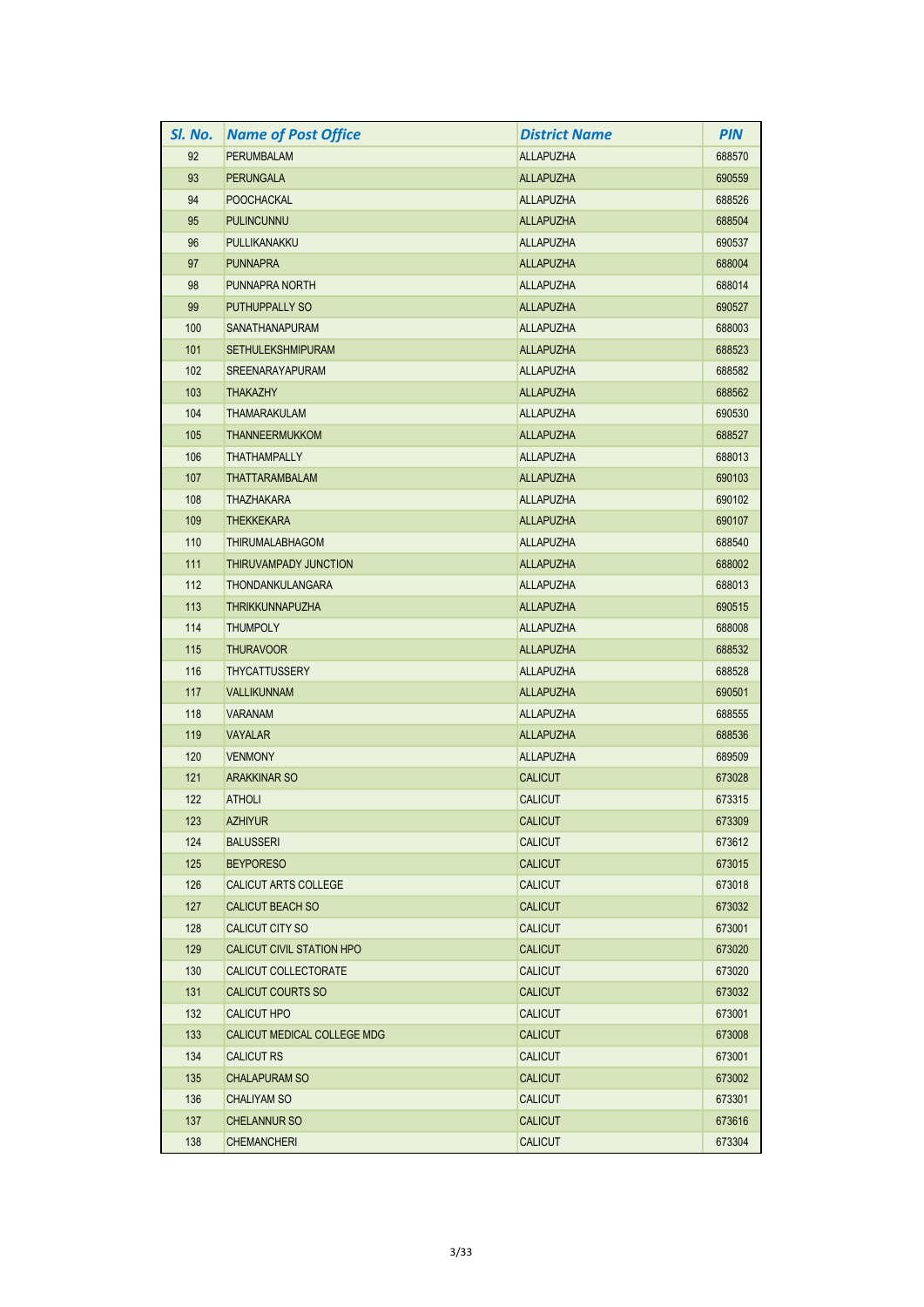| Sl. No. | Name of Post Office | District Name | PIN |
|---|---|---|---|
| 92 | PERUMBALAM | ALLAPUZHA | 688570 |
| 93 | PERUNGALA | ALLAPUZHA | 690559 |
| 94 | POOCHACKAL | ALLAPUZHA | 688526 |
| 95 | PULINCUNNU | ALLAPUZHA | 688504 |
| 96 | PULLIKANAKKU | ALLAPUZHA | 690537 |
| 97 | PUNNAPRA | ALLAPUZHA | 688004 |
| 98 | PUNNAPRA NORTH | ALLAPUZHA | 688014 |
| 99 | PUTHUPPALLY SO | ALLAPUZHA | 690527 |
| 100 | SANATHANAPURAM | ALLAPUZHA | 688003 |
| 101 | SETHULEKSHMIPURAM | ALLAPUZHA | 688523 |
| 102 | SREENARAYAPURAM | ALLAPUZHA | 688582 |
| 103 | THAKAZHY | ALLAPUZHA | 688562 |
| 104 | THAMARAKULAM | ALLAPUZHA | 690530 |
| 105 | THANNEERMUKKOM | ALLAPUZHA | 688527 |
| 106 | THATHAMPALLY | ALLAPUZHA | 688013 |
| 107 | THATTARAMBALAM | ALLAPUZHA | 690103 |
| 108 | THAZHAKARA | ALLAPUZHA | 690102 |
| 109 | THEKKEKARA | ALLAPUZHA | 690107 |
| 110 | THIRUMALABHAGOM | ALLAPUZHA | 688540 |
| 111 | THIRUVAMPADY JUNCTION | ALLAPUZHA | 688002 |
| 112 | THONDANKULANGARA | ALLAPUZHA | 688013 |
| 113 | THRIKKUNNAPUZHA | ALLAPUZHA | 690515 |
| 114 | THUMPOLY | ALLAPUZHA | 688008 |
| 115 | THURAVOOR | ALLAPUZHA | 688532 |
| 116 | THYCATTUSSERY | ALLAPUZHA | 688528 |
| 117 | VALLIKUNNAM | ALLAPUZHA | 690501 |
| 118 | VARANAM | ALLAPUZHA | 688555 |
| 119 | VAYALAR | ALLAPUZHA | 688536 |
| 120 | VENMONY | ALLAPUZHA | 689509 |
| 121 | ARAKKINAR SO | CALICUT | 673028 |
| 122 | ATHOLI | CALICUT | 673315 |
| 123 | AZHIYUR | CALICUT | 673309 |
| 124 | BALUSSERI | CALICUT | 673612 |
| 125 | BEYPORESO | CALICUT | 673015 |
| 126 | CALICUT ARTS COLLEGE | CALICUT | 673018 |
| 127 | CALICUT BEACH SO | CALICUT | 673032 |
| 128 | CALICUT CITY SO | CALICUT | 673001 |
| 129 | CALICUT CIVIL STATION HPO | CALICUT | 673020 |
| 130 | CALICUT COLLECTORATE | CALICUT | 673020 |
| 131 | CALICUT COURTS SO | CALICUT | 673032 |
| 132 | CALICUT HPO | CALICUT | 673001 |
| 133 | CALICUT MEDICAL COLLEGE MDG | CALICUT | 673008 |
| 134 | CALICUT RS | CALICUT | 673001 |
| 135 | CHALAPURAM SO | CALICUT | 673002 |
| 136 | CHALIYAM SO | CALICUT | 673301 |
| 137 | CHELANNUR SO | CALICUT | 673616 |
| 138 | CHEMANCHERI | CALICUT | 673304 |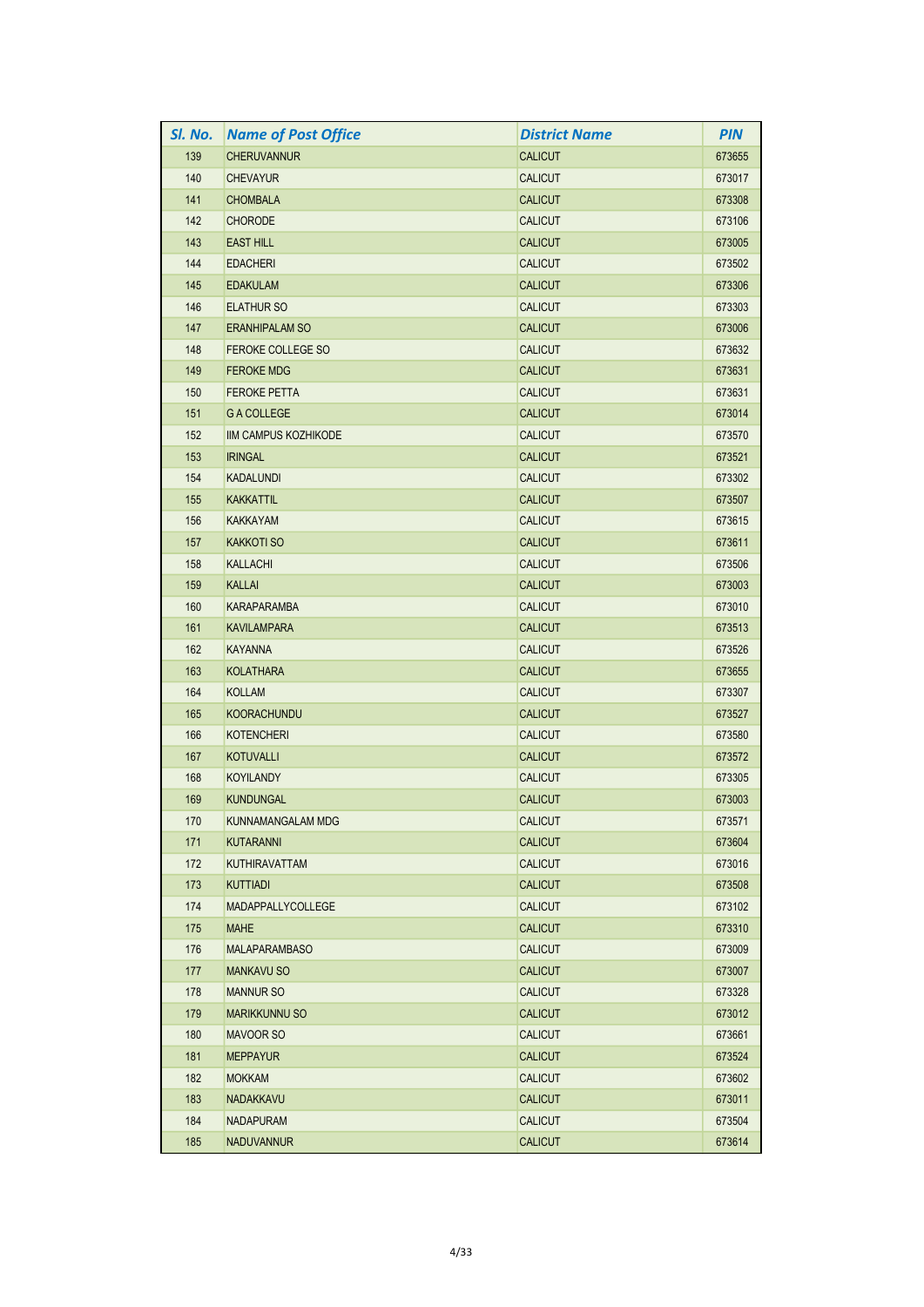| Sl. No. | Name of Post Office | District Name | PIN |
|---|---|---|---|
| 139 | CHERUVANNUR | CALICUT | 673655 |
| 140 | CHEVAYUR | CALICUT | 673017 |
| 141 | CHOMBALA | CALICUT | 673308 |
| 142 | CHORODE | CALICUT | 673106 |
| 143 | EAST HILL | CALICUT | 673005 |
| 144 | EDACHERI | CALICUT | 673502 |
| 145 | EDAKULAM | CALICUT | 673306 |
| 146 | ELATHUR SO | CALICUT | 673303 |
| 147 | ERANHIPALAM SO | CALICUT | 673006 |
| 148 | FEROKE COLLEGE SO | CALICUT | 673632 |
| 149 | FEROKE MDG | CALICUT | 673631 |
| 150 | FEROKE PETTA | CALICUT | 673631 |
| 151 | G A COLLEGE | CALICUT | 673014 |
| 152 | IIM CAMPUS KOZHIKODE | CALICUT | 673570 |
| 153 | IRINGAL | CALICUT | 673521 |
| 154 | KADALUNDI | CALICUT | 673302 |
| 155 | KAKKATTIL | CALICUT | 673507 |
| 156 | KAKKAYAM | CALICUT | 673615 |
| 157 | KAKKOTI SO | CALICUT | 673611 |
| 158 | KALLACHI | CALICUT | 673506 |
| 159 | KALLAI | CALICUT | 673003 |
| 160 | KARAPARAMBA | CALICUT | 673010 |
| 161 | KAVILAMPARA | CALICUT | 673513 |
| 162 | KAYANNA | CALICUT | 673526 |
| 163 | KOLATHARA | CALICUT | 673655 |
| 164 | KOLLAM | CALICUT | 673307 |
| 165 | KOORACHUNDU | CALICUT | 673527 |
| 166 | KOTENCHERI | CALICUT | 673580 |
| 167 | KOTUVALLI | CALICUT | 673572 |
| 168 | KOYILANDY | CALICUT | 673305 |
| 169 | KUNDUNGAL | CALICUT | 673003 |
| 170 | KUNNAMANGALAM MDG | CALICUT | 673571 |
| 171 | KUTARANNI | CALICUT | 673604 |
| 172 | KUTHIRAVATTAM | CALICUT | 673016 |
| 173 | KUTTIADI | CALICUT | 673508 |
| 174 | MADAPPALLYCOLLEGE | CALICUT | 673102 |
| 175 | MAHE | CALICUT | 673310 |
| 176 | MALAPARAMBASO | CALICUT | 673009 |
| 177 | MANKAVU SO | CALICUT | 673007 |
| 178 | MANNUR SO | CALICUT | 673328 |
| 179 | MARIKKUNNU SO | CALICUT | 673012 |
| 180 | MAVOOR SO | CALICUT | 673661 |
| 181 | MEPPAYUR | CALICUT | 673524 |
| 182 | MOKKAM | CALICUT | 673602 |
| 183 | NADAKKAVU | CALICUT | 673011 |
| 184 | NADAPURAM | CALICUT | 673504 |
| 185 | NADUVANNUR | CALICUT | 673614 |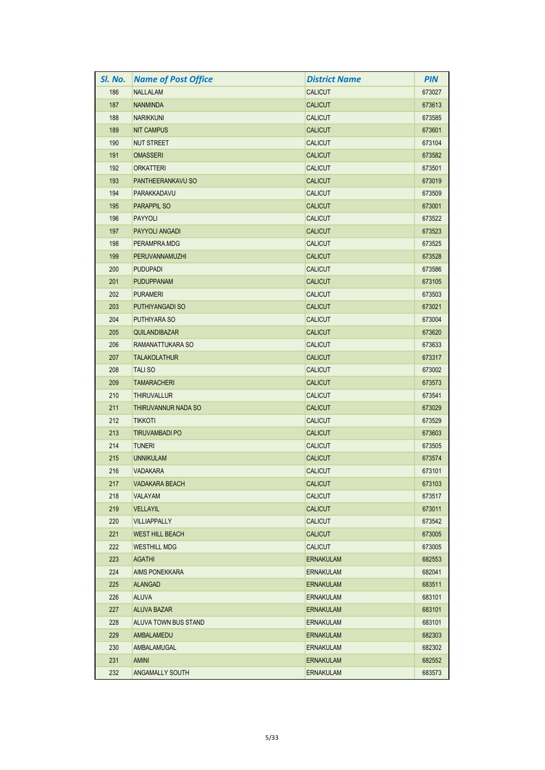| Sl. No. | Name of Post Office | District Name | PIN |
|---|---|---|---|
| 186 | NALLALAM | CALICUT | 673027 |
| 187 | NANMINDA | CALICUT | 673613 |
| 188 | NARIKKUNI | CALICUT | 673585 |
| 189 | NIT CAMPUS | CALICUT | 673601 |
| 190 | NUT STREET | CALICUT | 673104 |
| 191 | OMASSERI | CALICUT | 673582 |
| 192 | ORKATTERI | CALICUT | 673501 |
| 193 | PANTHEERANKAVU SO | CALICUT | 673019 |
| 194 | PARAKKADAVU | CALICUT | 673509 |
| 195 | PARAPPIL SO | CALICUT | 673001 |
| 196 | PAYYOLI | CALICUT | 673522 |
| 197 | PAYYOLI ANGADI | CALICUT | 673523 |
| 198 | PERAMPRA.MDG | CALICUT | 673525 |
| 199 | PERUVANNAMUZHI | CALICUT | 673528 |
| 200 | PUDUPADI | CALICUT | 673586 |
| 201 | PUDUPPANAM | CALICUT | 673105 |
| 202 | PURAMERI | CALICUT | 673503 |
| 203 | PUTHIYANGADI SO | CALICUT | 673021 |
| 204 | PUTHIYARA SO | CALICUT | 673004 |
| 205 | QUILANDIBAZAR | CALICUT | 673620 |
| 206 | RAMANATTUKARA SO | CALICUT | 673633 |
| 207 | TALAKOLATHUR | CALICUT | 673317 |
| 208 | TALI SO | CALICUT | 673002 |
| 209 | TAMARACHERI | CALICUT | 673573 |
| 210 | THIRUVALLUR | CALICUT | 673541 |
| 211 | THIRUVANNUR NADA SO | CALICUT | 673029 |
| 212 | TIKKOTI | CALICUT | 673529 |
| 213 | TIRUVAMBADI PO | CALICUT | 673603 |
| 214 | TUNERI | CALICUT | 673505 |
| 215 | UNNIKULAM | CALICUT | 673574 |
| 216 | VADAKARA | CALICUT | 673101 |
| 217 | VADAKARA BEACH | CALICUT | 673103 |
| 218 | VALAYAM | CALICUT | 673517 |
| 219 | VELLAYIL | CALICUT | 673011 |
| 220 | VILLIAPPALLY | CALICUT | 673542 |
| 221 | WEST HILL BEACH | CALICUT | 673005 |
| 222 | WESTHILL MDG | CALICUT | 673005 |
| 223 | AGATHI | ERNAKULAM | 682553 |
| 224 | AIMS PONEKKARA | ERNAKULAM | 682041 |
| 225 | ALANGAD | ERNAKULAM | 683511 |
| 226 | ALUVA | ERNAKULAM | 683101 |
| 227 | ALUVA BAZAR | ERNAKULAM | 683101 |
| 228 | ALUVA TOWN BUS STAND | ERNAKULAM | 683101 |
| 229 | AMBALAMEDU | ERNAKULAM | 682303 |
| 230 | AMBALAMUGAL | ERNAKULAM | 682302 |
| 231 | AMINI | ERNAKULAM | 682552 |
| 232 | ANGAMALLY SOUTH | ERNAKULAM | 683573 |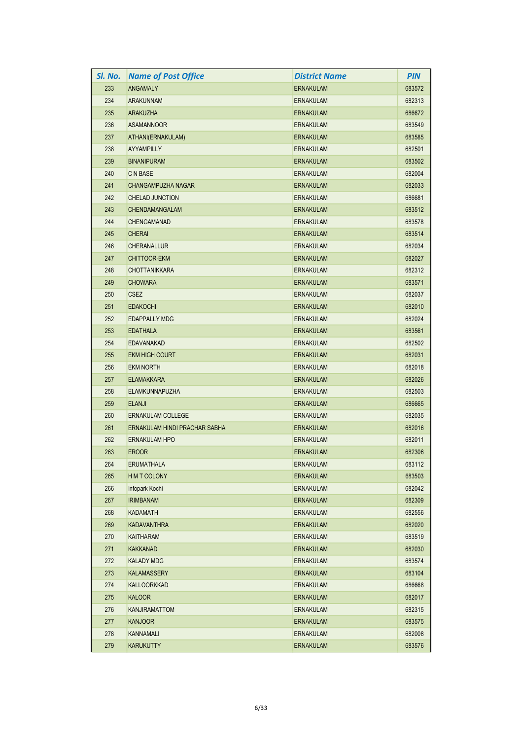| Sl. No. | Name of Post Office | District Name | PIN |
|---|---|---|---|
| 233 | ANGAMALY | ERNAKULAM | 683572 |
| 234 | ARAKUNNAM | ERNAKULAM | 682313 |
| 235 | ARAKUZHA | ERNAKULAM | 686672 |
| 236 | ASAMANNOOR | ERNAKULAM | 683549 |
| 237 | ATHANI(ERNAKULAM) | ERNAKULAM | 683585 |
| 238 | AYYAMPILLY | ERNAKULAM | 682501 |
| 239 | BINANIPURAM | ERNAKULAM | 683502 |
| 240 | C N BASE | ERNAKULAM | 682004 |
| 241 | CHANGAMPUZHA NAGAR | ERNAKULAM | 682033 |
| 242 | CHELAD JUNCTION | ERNAKULAM | 686681 |
| 243 | CHENDAMANGALAM | ERNAKULAM | 683512 |
| 244 | CHENGAMANAD | ERNAKULAM | 683578 |
| 245 | CHERAI | ERNAKULAM | 683514 |
| 246 | CHERANALLUR | ERNAKULAM | 682034 |
| 247 | CHITTOOR-EKM | ERNAKULAM | 682027 |
| 248 | CHOTTANIKKARA | ERNAKULAM | 682312 |
| 249 | CHOWARA | ERNAKULAM | 683571 |
| 250 | CSEZ | ERNAKULAM | 682037 |
| 251 | EDAKOCHI | ERNAKULAM | 682010 |
| 252 | EDAPPALLY MDG | ERNAKULAM | 682024 |
| 253 | EDATHALA | ERNAKULAM | 683561 |
| 254 | EDAVANAKAD | ERNAKULAM | 682502 |
| 255 | EKM HIGH COURT | ERNAKULAM | 682031 |
| 256 | EKM NORTH | ERNAKULAM | 682018 |
| 257 | ELAMAKKARA | ERNAKULAM | 682026 |
| 258 | ELAMKUNNAPUZHA | ERNAKULAM | 682503 |
| 259 | ELANJI | ERNAKULAM | 686665 |
| 260 | ERNAKULAM COLLEGE | ERNAKULAM | 682035 |
| 261 | ERNAKULAM HINDI PRACHAR SABHA | ERNAKULAM | 682016 |
| 262 | ERNAKULAM HPO | ERNAKULAM | 682011 |
| 263 | EROOR | ERNAKULAM | 682306 |
| 264 | ERUMATHALA | ERNAKULAM | 683112 |
| 265 | H M T COLONY | ERNAKULAM | 683503 |
| 266 | Infopark Kochi | ERNAKULAM | 682042 |
| 267 | IRIMBANAM | ERNAKULAM | 682309 |
| 268 | KADAMATH | ERNAKULAM | 682556 |
| 269 | KADAVANTHRA | ERNAKULAM | 682020 |
| 270 | KAITHARAM | ERNAKULAM | 683519 |
| 271 | KAKKANAD | ERNAKULAM | 682030 |
| 272 | KALADY MDG | ERNAKULAM | 683574 |
| 273 | KALAMASSERY | ERNAKULAM | 683104 |
| 274 | KALLOORKKAD | ERNAKULAM | 686668 |
| 275 | KALOOR | ERNAKULAM | 682017 |
| 276 | KANJIRAMATTOM | ERNAKULAM | 682315 |
| 277 | KANJOOR | ERNAKULAM | 683575 |
| 278 | KANNAMALI | ERNAKULAM | 682008 |
| 279 | KARUKUTTY | ERNAKULAM | 683576 |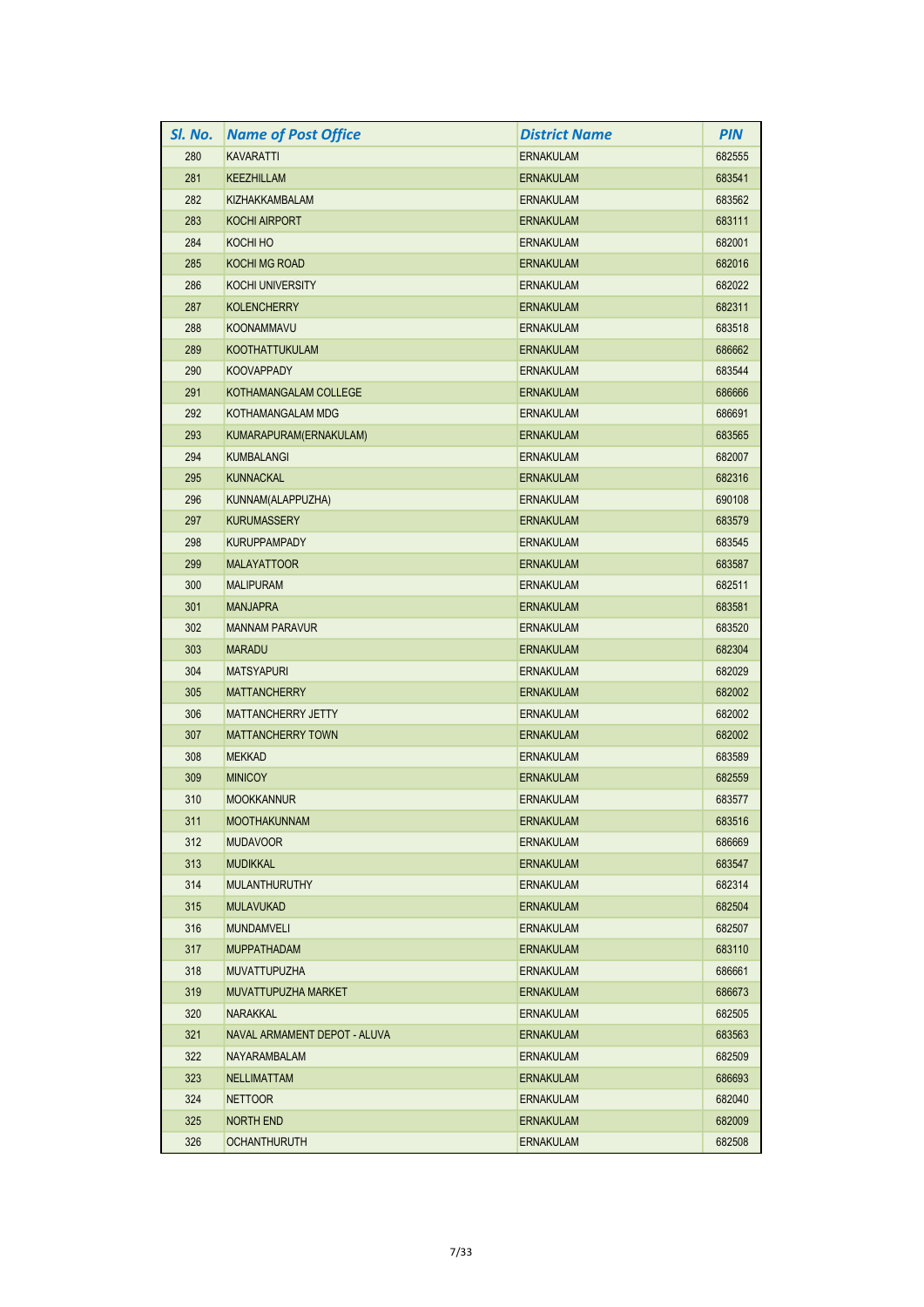| Sl. No. | Name of Post Office | District Name | PIN |
|---|---|---|---|
| 280 | KAVARATTI | ERNAKULAM | 682555 |
| 281 | KEEZHILLAM | ERNAKULAM | 683541 |
| 282 | KIZHAKKAMBALAM | ERNAKULAM | 683562 |
| 283 | KOCHI AIRPORT | ERNAKULAM | 683111 |
| 284 | KOCHI HO | ERNAKULAM | 682001 |
| 285 | KOCHI MG ROAD | ERNAKULAM | 682016 |
| 286 | KOCHI UNIVERSITY | ERNAKULAM | 682022 |
| 287 | KOLENCHERRY | ERNAKULAM | 682311 |
| 288 | KOONAMMAVU | ERNAKULAM | 683518 |
| 289 | KOOTHATTUKULAM | ERNAKULAM | 686662 |
| 290 | KOOVAPPADY | ERNAKULAM | 683544 |
| 291 | KOTHAMANGALAM COLLEGE | ERNAKULAM | 686666 |
| 292 | KOTHAMANGALAM MDG | ERNAKULAM | 686691 |
| 293 | KUMARAPURAM(ERNAKULAM) | ERNAKULAM | 683565 |
| 294 | KUMBALANGI | ERNAKULAM | 682007 |
| 295 | KUNNACKAL | ERNAKULAM | 682316 |
| 296 | KUNNAM(ALAPPUZHA) | ERNAKULAM | 690108 |
| 297 | KURUMASSERY | ERNAKULAM | 683579 |
| 298 | KURUPPAMPADY | ERNAKULAM | 683545 |
| 299 | MALAYATTOOR | ERNAKULAM | 683587 |
| 300 | MALIPURAM | ERNAKULAM | 682511 |
| 301 | MANJAPRA | ERNAKULAM | 683581 |
| 302 | MANNAM PARAVUR | ERNAKULAM | 683520 |
| 303 | MARADU | ERNAKULAM | 682304 |
| 304 | MATSYAPURI | ERNAKULAM | 682029 |
| 305 | MATTANCHERRY | ERNAKULAM | 682002 |
| 306 | MATTANCHERRY JETTY | ERNAKULAM | 682002 |
| 307 | MATTANCHERRY TOWN | ERNAKULAM | 682002 |
| 308 | MEKKAD | ERNAKULAM | 683589 |
| 309 | MINICOY | ERNAKULAM | 682559 |
| 310 | MOOKKANNUR | ERNAKULAM | 683577 |
| 311 | MOOTHAKUNNAM | ERNAKULAM | 683516 |
| 312 | MUDAVOOR | ERNAKULAM | 686669 |
| 313 | MUDIKKAL | ERNAKULAM | 683547 |
| 314 | MULANTHURUTHY | ERNAKULAM | 682314 |
| 315 | MULAVUKAD | ERNAKULAM | 682504 |
| 316 | MUNDAMVELI | ERNAKULAM | 682507 |
| 317 | MUPPATHADAM | ERNAKULAM | 683110 |
| 318 | MUVATTUPUZHA | ERNAKULAM | 686661 |
| 319 | MUVATTUPUZHA MARKET | ERNAKULAM | 686673 |
| 320 | NARAKKAL | ERNAKULAM | 682505 |
| 321 | NAVAL ARMAMENT DEPOT - ALUVA | ERNAKULAM | 683563 |
| 322 | NAYARAMBALAM | ERNAKULAM | 682509 |
| 323 | NELLIMATTAM | ERNAKULAM | 686693 |
| 324 | NETTOOR | ERNAKULAM | 682040 |
| 325 | NORTH END | ERNAKULAM | 682009 |
| 326 | OCHANTHURUTH | ERNAKULAM | 682508 |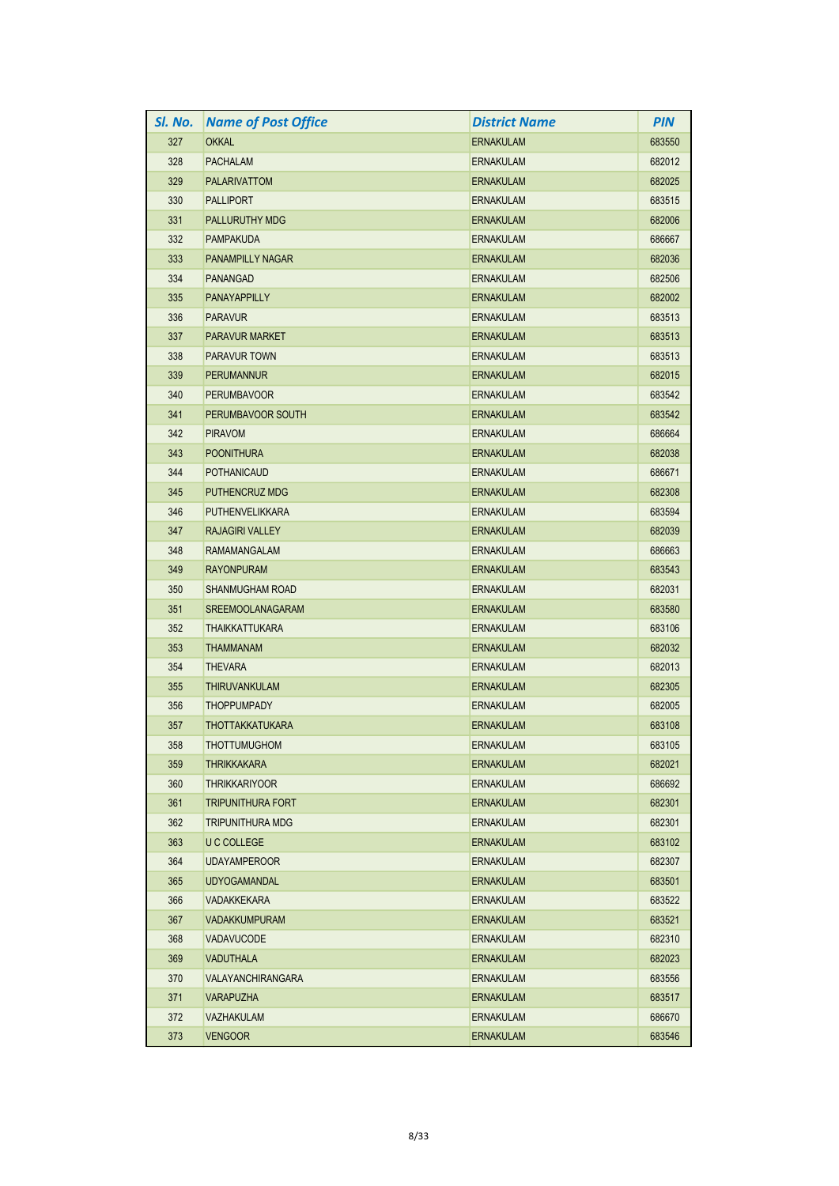| Sl. No. | Name of Post Office | District Name | PIN |
|---|---|---|---|
| 327 | OKKAL | ERNAKULAM | 683550 |
| 328 | PACHALAM | ERNAKULAM | 682012 |
| 329 | PALARIVATTOM | ERNAKULAM | 682025 |
| 330 | PALLIPORT | ERNAKULAM | 683515 |
| 331 | PALLURUTHY MDG | ERNAKULAM | 682006 |
| 332 | PAMPAKUDA | ERNAKULAM | 686667 |
| 333 | PANAMPILLY NAGAR | ERNAKULAM | 682036 |
| 334 | PANANGAD | ERNAKULAM | 682506 |
| 335 | PANAYAPPILLY | ERNAKULAM | 682002 |
| 336 | PARAVUR | ERNAKULAM | 683513 |
| 337 | PARAVUR MARKET | ERNAKULAM | 683513 |
| 338 | PARAVUR TOWN | ERNAKULAM | 683513 |
| 339 | PERUMANNUR | ERNAKULAM | 682015 |
| 340 | PERUMBAVOOR | ERNAKULAM | 683542 |
| 341 | PERUMBAVOOR SOUTH | ERNAKULAM | 683542 |
| 342 | PIRAVOM | ERNAKULAM | 686664 |
| 343 | POONITHURA | ERNAKULAM | 682038 |
| 344 | POTHANICAUD | ERNAKULAM | 686671 |
| 345 | PUTHENCRUZ MDG | ERNAKULAM | 682308 |
| 346 | PUTHENVELIKKARA | ERNAKULAM | 683594 |
| 347 | RAJAGIRI VALLEY | ERNAKULAM | 682039 |
| 348 | RAMAMANGALAM | ERNAKULAM | 686663 |
| 349 | RAYONPURAM | ERNAKULAM | 683543 |
| 350 | SHANMUGHAM ROAD | ERNAKULAM | 682031 |
| 351 | SREEMOOLANAGARAM | ERNAKULAM | 683580 |
| 352 | THAIKKATTUKARA | ERNAKULAM | 683106 |
| 353 | THAMMANAM | ERNAKULAM | 682032 |
| 354 | THEVARA | ERNAKULAM | 682013 |
| 355 | THIRUVANKULAM | ERNAKULAM | 682305 |
| 356 | THOPPUMPADY | ERNAKULAM | 682005 |
| 357 | THOTTAKKATUKARA | ERNAKULAM | 683108 |
| 358 | THOTTUMUGHOM | ERNAKULAM | 683105 |
| 359 | THRIKKAKARA | ERNAKULAM | 682021 |
| 360 | THRIKKARIYOOR | ERNAKULAM | 686692 |
| 361 | TRIPUNITHURA FORT | ERNAKULAM | 682301 |
| 362 | TRIPUNITHURA MDG | ERNAKULAM | 682301 |
| 363 | U C COLLEGE | ERNAKULAM | 683102 |
| 364 | UDAYAMPEROOR | ERNAKULAM | 682307 |
| 365 | UDYOGAMANDAL | ERNAKULAM | 683501 |
| 366 | VADAKKEKARA | ERNAKULAM | 683522 |
| 367 | VADAKKUMPURAM | ERNAKULAM | 683521 |
| 368 | VADAVUCODE | ERNAKULAM | 682310 |
| 369 | VADUTHALA | ERNAKULAM | 682023 |
| 370 | VALAYANCHIRANGARA | ERNAKULAM | 683556 |
| 371 | VARAPUZHA | ERNAKULAM | 683517 |
| 372 | VAZHAKULAM | ERNAKULAM | 686670 |
| 373 | VENGOOR | ERNAKULAM | 683546 |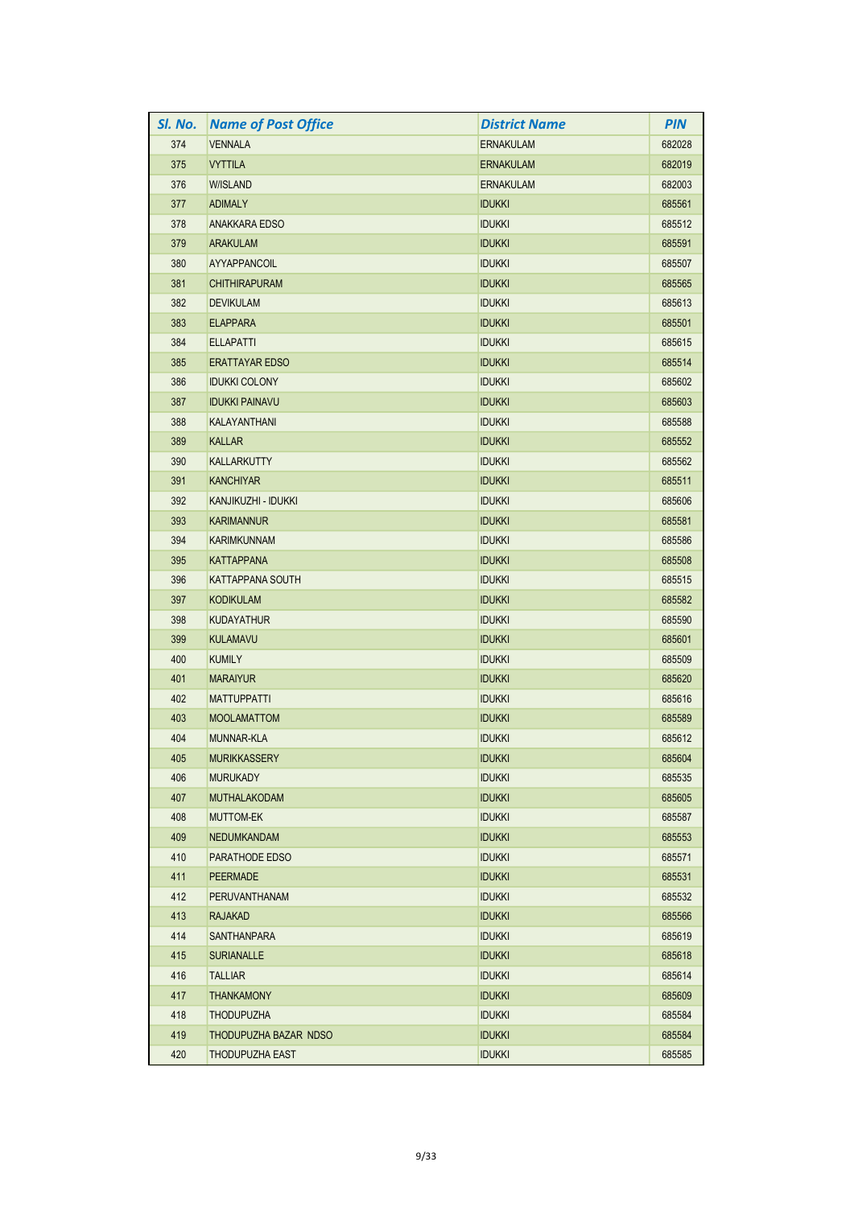| Sl. No. | Name of Post Office | District Name | PIN |
|---|---|---|---|
| 374 | VENNALA | ERNAKULAM | 682028 |
| 375 | VYTTILA | ERNAKULAM | 682019 |
| 376 | W/ISLAND | ERNAKULAM | 682003 |
| 377 | ADIMALY | IDUKKI | 685561 |
| 378 | ANAKKARA EDSO | IDUKKI | 685512 |
| 379 | ARAKULAM | IDUKKI | 685591 |
| 380 | AYYAPPANCOIL | IDUKKI | 685507 |
| 381 | CHITHIRAPURAM | IDUKKI | 685565 |
| 382 | DEVIKULAM | IDUKKI | 685613 |
| 383 | ELAPPARA | IDUKKI | 685501 |
| 384 | ELLAPATTI | IDUKKI | 685615 |
| 385 | ERATTAYAR EDSO | IDUKKI | 685514 |
| 386 | IDUKKI COLONY | IDUKKI | 685602 |
| 387 | IDUKKI PAINAVU | IDUKKI | 685603 |
| 388 | KALAYANTHANI | IDUKKI | 685588 |
| 389 | KALLAR | IDUKKI | 685552 |
| 390 | KALLARKUTTY | IDUKKI | 685562 |
| 391 | KANCHIYAR | IDUKKI | 685511 |
| 392 | KANJIKUZHI - IDUKKI | IDUKKI | 685606 |
| 393 | KARIMANNUR | IDUKKI | 685581 |
| 394 | KARIMKUNNAM | IDUKKI | 685586 |
| 395 | KATTAPPANA | IDUKKI | 685508 |
| 396 | KATTAPPANA SOUTH | IDUKKI | 685515 |
| 397 | KODIKULAM | IDUKKI | 685582 |
| 398 | KUDAYATHUR | IDUKKI | 685590 |
| 399 | KULAMAVU | IDUKKI | 685601 |
| 400 | KUMILY | IDUKKI | 685509 |
| 401 | MARAIYUR | IDUKKI | 685620 |
| 402 | MATTUPPATTI | IDUKKI | 685616 |
| 403 | MOOLAMATTOM | IDUKKI | 685589 |
| 404 | MUNNAR-KLA | IDUKKI | 685612 |
| 405 | MURIKKASSERY | IDUKKI | 685604 |
| 406 | MURUKADY | IDUKKI | 685535 |
| 407 | MUTHALAKODAM | IDUKKI | 685605 |
| 408 | MUTTOM-EK | IDUKKI | 685587 |
| 409 | NEDUMKANDAM | IDUKKI | 685553 |
| 410 | PARATHODE EDSO | IDUKKI | 685571 |
| 411 | PEERMADE | IDUKKI | 685531 |
| 412 | PERUVANTHANAM | IDUKKI | 685532 |
| 413 | RAJAKAD | IDUKKI | 685566 |
| 414 | SANTHANPARA | IDUKKI | 685619 |
| 415 | SURIANALLE | IDUKKI | 685618 |
| 416 | TALLIAR | IDUKKI | 685614 |
| 417 | THANKAMONY | IDUKKI | 685609 |
| 418 | THODUPUZHA | IDUKKI | 685584 |
| 419 | THODUPUZHA BAZAR NDSO | IDUKKI | 685584 |
| 420 | THODUPUZHA EAST | IDUKKI | 685585 |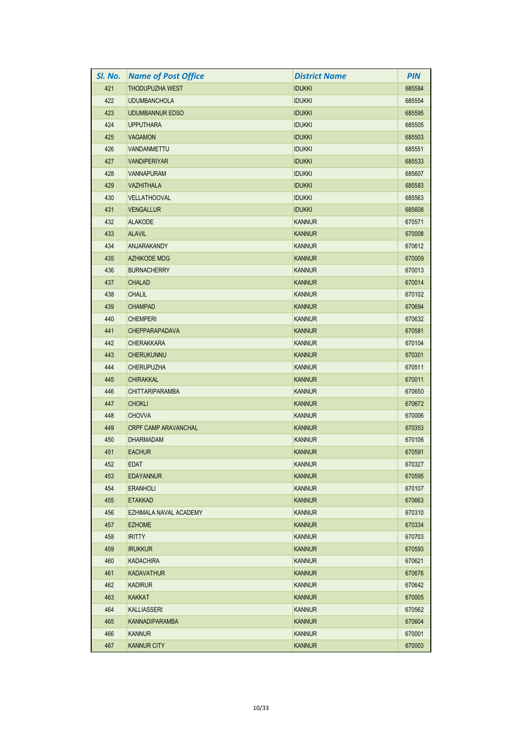| *Sl. No.* | *Name of Post Office* | *District Name* | *PIN* |
|---|---|---|---|
| 421 | THODUPUZHA WEST | IDUKKI | 685584 |
| 422 | UDUMBANCHOLA | IDUKKI | 685554 |
| 423 | UDUMBANNUR EDSO | IDUKKI | 685595 |
| 424 | UPPUTHARA | IDUKKI | 685505 |
| 425 | VAGAMON | IDUKKI | 685503 |
| 426 | VANDANMETTU | IDUKKI | 685551 |
| 427 | VANDIPERIYAR | IDUKKI | 685533 |
| 428 | VANNAPURAM | IDUKKI | 685607 |
| 429 | VAZHITHALA | IDUKKI | 685583 |
| 430 | VELLATHOOVAL | IDUKKI | 685563 |
| 431 | VENGALLUR | IDUKKI | 685608 |
| 432 | ALAKODE | KANNUR | 670571 |
| 433 | ALAVIL | KANNUR | 670008 |
| 434 | ANJARAKANDY | KANNUR | 670612 |
| 435 | AZHIKODE MDG | KANNUR | 670009 |
| 436 | BURNACHERRY | KANNUR | 670013 |
| 437 | CHALAD | KANNUR | 670014 |
| 438 | CHALIL | KANNUR | 670102 |
| 439 | CHAMPAD | KANNUR | 670694 |
| 440 | CHEMPERI | KANNUR | 670632 |
| 441 | CHEPPARAPADAVA | KANNUR | 670581 |
| 442 | CHERAKKARA | KANNUR | 670104 |
| 443 | CHERUKUNNU | KANNUR | 670301 |
| 444 | CHERUPUZHA | KANNUR | 670511 |
| 445 | CHIRAKKAL | KANNUR | 670011 |
| 446 | CHITTARIPARAMBA | KANNUR | 670650 |
| 447 | CHOKLI | KANNUR | 670672 |
| 448 | CHOVVA | KANNUR | 670006 |
| 449 | CRPF CAMP ARAVANCHAL | KANNUR | 670353 |
| 450 | DHARMADAM | KANNUR | 670106 |
| 451 | EACHUR | KANNUR | 670591 |
| 452 | EDAT | KANNUR | 670327 |
| 453 | EDAYANNUR | KANNUR | 670595 |
| 454 | ERANHOLI | KANNUR | 670107 |
| 455 | ETAKKAD | KANNUR | 670663 |
| 456 | EZHIMALA NAVAL ACADEMY | KANNUR | 670310 |
| 457 | EZHOME | KANNUR | 670334 |
| 458 | IRITTY | KANNUR | 670703 |
| 459 | IRUKKUR | KANNUR | 670593 |
| 460 | KADACHIRA | KANNUR | 670621 |
| 461 | KADAVATHUR | KANNUR | 670676 |
| 462 | KADIRUR | KANNUR | 670642 |
| 463 | KAKKAT | KANNUR | 670005 |
| 464 | KALLIASSERI | KANNUR | 670562 |
| 465 | KANNADIPARAMBA | KANNUR | 670604 |
| 466 | KANNUR | KANNUR | 670001 |
| 467 | KANNUR CITY | KANNUR | 670003 |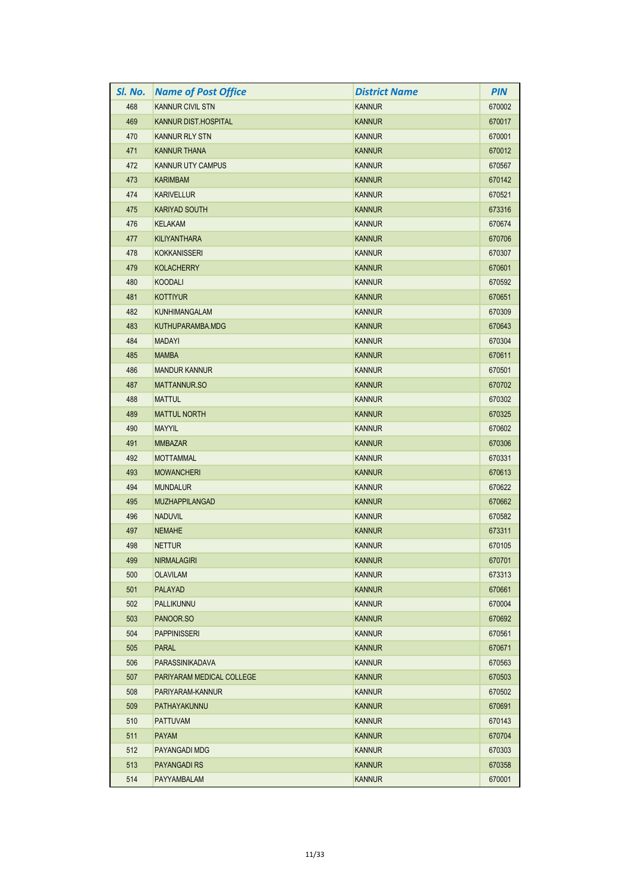| Sl. No. | Name of Post Office | District Name | PIN |
|---|---|---|---|
| 468 | KANNUR CIVIL STN | KANNUR | 670002 |
| 469 | KANNUR DIST.HOSPITAL | KANNUR | 670017 |
| 470 | KANNUR RLY STN | KANNUR | 670001 |
| 471 | KANNUR THANA | KANNUR | 670012 |
| 472 | KANNUR UTY CAMPUS | KANNUR | 670567 |
| 473 | KARIMBAM | KANNUR | 670142 |
| 474 | KARIVELLUR | KANNUR | 670521 |
| 475 | KARIYAD SOUTH | KANNUR | 673316 |
| 476 | KELAKAM | KANNUR | 670674 |
| 477 | KILIYANTHARA | KANNUR | 670706 |
| 478 | KOKKANISSERI | KANNUR | 670307 |
| 479 | KOLACHERRY | KANNUR | 670601 |
| 480 | KOODALI | KANNUR | 670592 |
| 481 | KOTTIYUR | KANNUR | 670651 |
| 482 | KUNHIMANGALAM | KANNUR | 670309 |
| 483 | KUTHUPARAMBA.MDG | KANNUR | 670643 |
| 484 | MADAYI | KANNUR | 670304 |
| 485 | MAMBA | KANNUR | 670611 |
| 486 | MANDUR KANNUR | KANNUR | 670501 |
| 487 | MATTANNUR.SO | KANNUR | 670702 |
| 488 | MATTUL | KANNUR | 670302 |
| 489 | MATTUL NORTH | KANNUR | 670325 |
| 490 | MAYYIL | KANNUR | 670602 |
| 491 | MMBAZAR | KANNUR | 670306 |
| 492 | MOTTAMMAL | KANNUR | 670331 |
| 493 | MOWANCHERI | KANNUR | 670613 |
| 494 | MUNDALUR | KANNUR | 670622 |
| 495 | MUZHAPPILANGAD | KANNUR | 670662 |
| 496 | NADUVIL | KANNUR | 670582 |
| 497 | NEMAHE | KANNUR | 673311 |
| 498 | NETTUR | KANNUR | 670105 |
| 499 | NIRMALAGIRI | KANNUR | 670701 |
| 500 | OLAVILAM | KANNUR | 673313 |
| 501 | PALAYAD | KANNUR | 670661 |
| 502 | PALLIKUNNU | KANNUR | 670004 |
| 503 | PANOOR.SO | KANNUR | 670692 |
| 504 | PAPPINISSERI | KANNUR | 670561 |
| 505 | PARAL | KANNUR | 670671 |
| 506 | PARASSINIKADAVA | KANNUR | 670563 |
| 507 | PARIYARAM MEDICAL COLLEGE | KANNUR | 670503 |
| 508 | PARIYARAM-KANNUR | KANNUR | 670502 |
| 509 | PATHAYAKUNNU | KANNUR | 670691 |
| 510 | PATTUVAM | KANNUR | 670143 |
| 511 | PAYAM | KANNUR | 670704 |
| 512 | PAYANGADI MDG | KANNUR | 670303 |
| 513 | PAYANGADI RS | KANNUR | 670358 |
| 514 | PAYYAMBALAM | KANNUR | 670001 |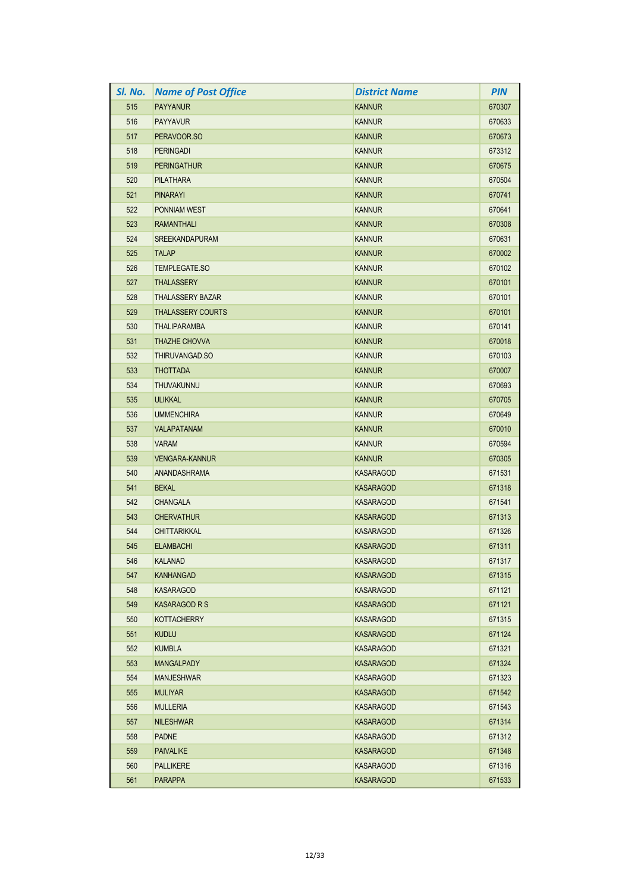| Sl. No. | Name of Post Office | District Name | PIN |
|---|---|---|---|
| 515 | PAYYANUR | KANNUR | 670307 |
| 516 | PAYYAVUR | KANNUR | 670633 |
| 517 | PERAVOOR.SO | KANNUR | 670673 |
| 518 | PERINGADI | KANNUR | 673312 |
| 519 | PERINGATHUR | KANNUR | 670675 |
| 520 | PILATHARA | KANNUR | 670504 |
| 521 | PINARAYI | KANNUR | 670741 |
| 522 | PONNIAM WEST | KANNUR | 670641 |
| 523 | RAMANTHALI | KANNUR | 670308 |
| 524 | SREEKANDAPURAM | KANNUR | 670631 |
| 525 | TALAP | KANNUR | 670002 |
| 526 | TEMPLEGATE.SO | KANNUR | 670102 |
| 527 | THALASSERY | KANNUR | 670101 |
| 528 | THALASSERY BAZAR | KANNUR | 670101 |
| 529 | THALASSERY COURTS | KANNUR | 670101 |
| 530 | THALIPARAMBA | KANNUR | 670141 |
| 531 | THAZHE CHOVVA | KANNUR | 670018 |
| 532 | THIRUVANGAD.SO | KANNUR | 670103 |
| 533 | THOTTADA | KANNUR | 670007 |
| 534 | THUVAKUNNU | KANNUR | 670693 |
| 535 | ULIKKAL | KANNUR | 670705 |
| 536 | UMMENCHIRA | KANNUR | 670649 |
| 537 | VALAPATANAM | KANNUR | 670010 |
| 538 | VARAM | KANNUR | 670594 |
| 539 | VENGARA-KANNUR | KANNUR | 670305 |
| 540 | ANANDASHRAMA | KASARAGOD | 671531 |
| 541 | BEKAL | KASARAGOD | 671318 |
| 542 | CHANGALA | KASARAGOD | 671541 |
| 543 | CHERVATHUR | KASARAGOD | 671313 |
| 544 | CHITTARIKKAL | KASARAGOD | 671326 |
| 545 | ELAMBACHI | KASARAGOD | 671311 |
| 546 | KALANAD | KASARAGOD | 671317 |
| 547 | KANHANGAD | KASARAGOD | 671315 |
| 548 | KASARAGOD | KASARAGOD | 671121 |
| 549 | KASARAGOD R S | KASARAGOD | 671121 |
| 550 | KOTTACHERRY | KASARAGOD | 671315 |
| 551 | KUDLU | KASARAGOD | 671124 |
| 552 | KUMBLA | KASARAGOD | 671321 |
| 553 | MANGALPADY | KASARAGOD | 671324 |
| 554 | MANJESHWAR | KASARAGOD | 671323 |
| 555 | MULIYAR | KASARAGOD | 671542 |
| 556 | MULLERIA | KASARAGOD | 671543 |
| 557 | NILESHWAR | KASARAGOD | 671314 |
| 558 | PADNE | KASARAGOD | 671312 |
| 559 | PAIVALIKE | KASARAGOD | 671348 |
| 560 | PALLIKERE | KASARAGOD | 671316 |
| 561 | PARAPPA | KASARAGOD | 671533 |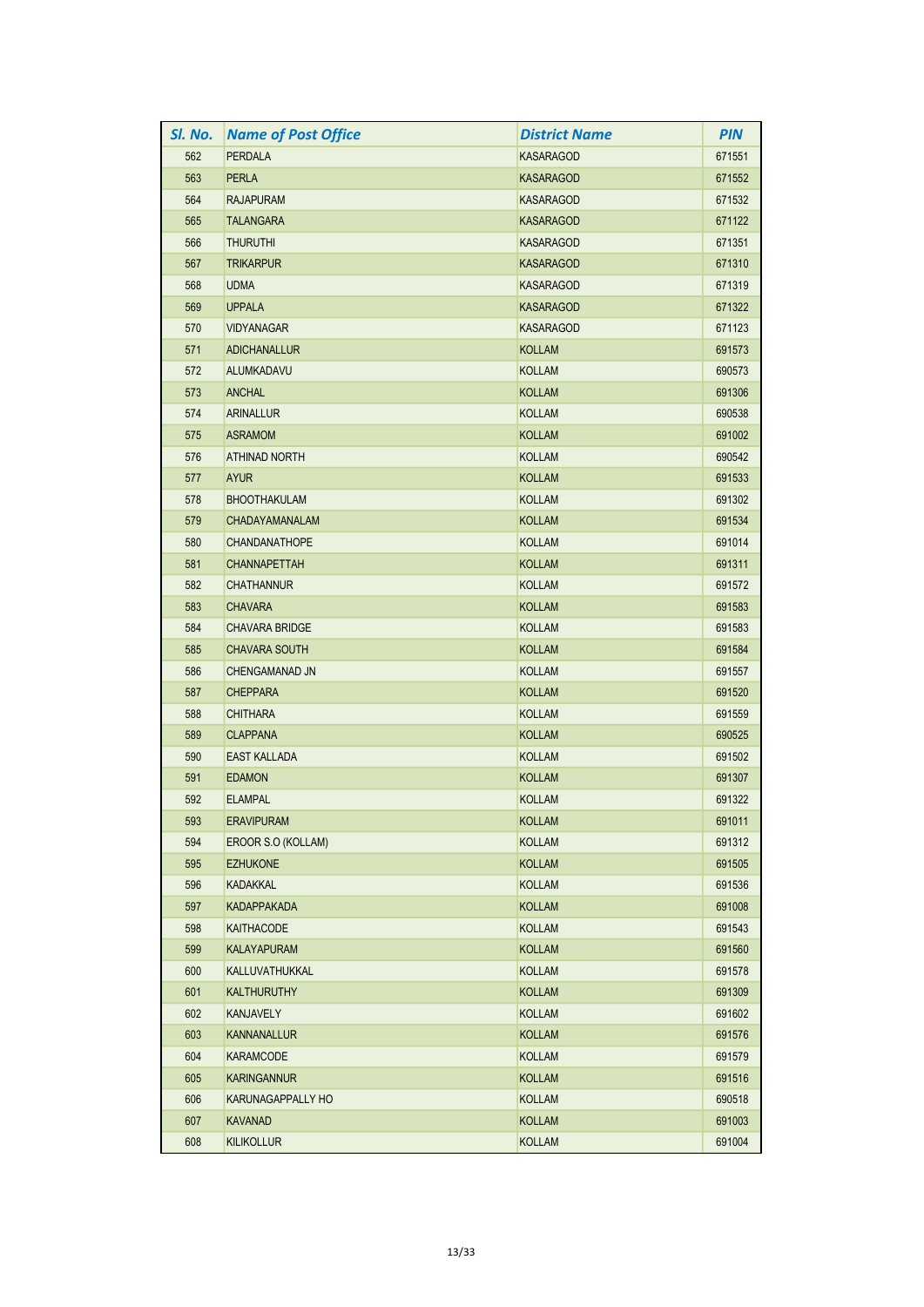| Sl. No. | Name of Post Office | District Name | PIN |
|---|---|---|---|
| 562 | PERDALA | KASARAGOD | 671551 |
| 563 | PERLA | KASARAGOD | 671552 |
| 564 | RAJAPURAM | KASARAGOD | 671532 |
| 565 | TALANGARA | KASARAGOD | 671122 |
| 566 | THURUTHI | KASARAGOD | 671351 |
| 567 | TRIKARPUR | KASARAGOD | 671310 |
| 568 | UDMA | KASARAGOD | 671319 |
| 569 | UPPALA | KASARAGOD | 671322 |
| 570 | VIDYANAGAR | KASARAGOD | 671123 |
| 571 | ADICHANALLUR | KOLLAM | 691573 |
| 572 | ALUMKADAVU | KOLLAM | 690573 |
| 573 | ANCHAL | KOLLAM | 691306 |
| 574 | ARINALLUR | KOLLAM | 690538 |
| 575 | ASRAMOM | KOLLAM | 691002 |
| 576 | ATHINAD NORTH | KOLLAM | 690542 |
| 577 | AYUR | KOLLAM | 691533 |
| 578 | BHOOTHAKULAM | KOLLAM | 691302 |
| 579 | CHADAYAMANALAM | KOLLAM | 691534 |
| 580 | CHANDANATHOPE | KOLLAM | 691014 |
| 581 | CHANNAPETTAH | KOLLAM | 691311 |
| 582 | CHATHANNUR | KOLLAM | 691572 |
| 583 | CHAVARA | KOLLAM | 691583 |
| 584 | CHAVARA BRIDGE | KOLLAM | 691583 |
| 585 | CHAVARA SOUTH | KOLLAM | 691584 |
| 586 | CHENGAMANAD JN | KOLLAM | 691557 |
| 587 | CHEPPARA | KOLLAM | 691520 |
| 588 | CHITHARA | KOLLAM | 691559 |
| 589 | CLAPPANA | KOLLAM | 690525 |
| 590 | EAST KALLADA | KOLLAM | 691502 |
| 591 | EDAMON | KOLLAM | 691307 |
| 592 | ELAMPAL | KOLLAM | 691322 |
| 593 | ERAVIPURAM | KOLLAM | 691011 |
| 594 | EROOR S.O (KOLLAM) | KOLLAM | 691312 |
| 595 | EZHUKONE | KOLLAM | 691505 |
| 596 | KADAKKAL | KOLLAM | 691536 |
| 597 | KADAPPAKADA | KOLLAM | 691008 |
| 598 | KAITHACODE | KOLLAM | 691543 |
| 599 | KALAYAPURAM | KOLLAM | 691560 |
| 600 | KALLUVATHUKKAL | KOLLAM | 691578 |
| 601 | KALTHURUTHY | KOLLAM | 691309 |
| 602 | KANJAVELY | KOLLAM | 691602 |
| 603 | KANNANALLUR | KOLLAM | 691576 |
| 604 | KARAMCODE | KOLLAM | 691579 |
| 605 | KARINGANNUR | KOLLAM | 691516 |
| 606 | KARUNAGAPPALLY HO | KOLLAM | 690518 |
| 607 | KAVANAD | KOLLAM | 691003 |
| 608 | KILIKOLLUR | KOLLAM | 691004 |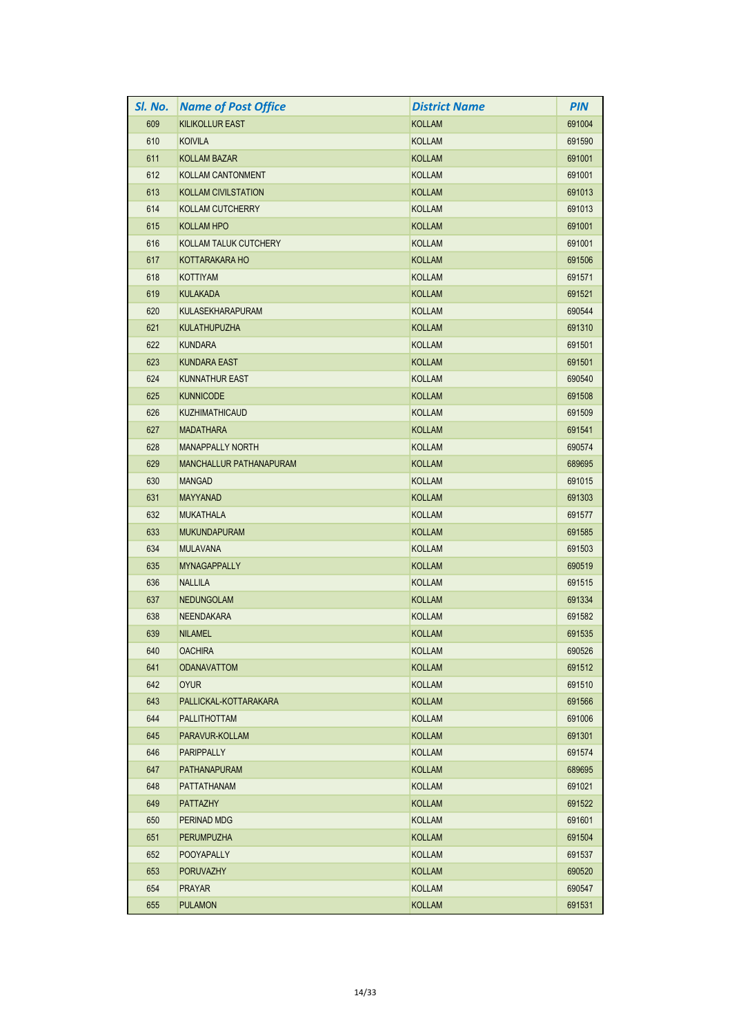| Sl. No. | Name of Post Office | District Name | PIN |
|---|---|---|---|
| 609 | KILIKOLLUR EAST | KOLLAM | 691004 |
| 610 | KOIVILA | KOLLAM | 691590 |
| 611 | KOLLAM BAZAR | KOLLAM | 691001 |
| 612 | KOLLAM CANTONMENT | KOLLAM | 691001 |
| 613 | KOLLAM CIVILSTATION | KOLLAM | 691013 |
| 614 | KOLLAM CUTCHERRY | KOLLAM | 691013 |
| 615 | KOLLAM HPO | KOLLAM | 691001 |
| 616 | KOLLAM TALUK CUTCHERY | KOLLAM | 691001 |
| 617 | KOTTARAKARA HO | KOLLAM | 691506 |
| 618 | KOTTIYAM | KOLLAM | 691571 |
| 619 | KULAKADA | KOLLAM | 691521 |
| 620 | KULASEKHARAPURAM | KOLLAM | 690544 |
| 621 | KULATHUPUZHA | KOLLAM | 691310 |
| 622 | KUNDARA | KOLLAM | 691501 |
| 623 | KUNDARA EAST | KOLLAM | 691501 |
| 624 | KUNNATHUR EAST | KOLLAM | 690540 |
| 625 | KUNNICODE | KOLLAM | 691508 |
| 626 | KUZHIMATHICAUD | KOLLAM | 691509 |
| 627 | MADATHARA | KOLLAM | 691541 |
| 628 | MANAPPALLY NORTH | KOLLAM | 690574 |
| 629 | MANCHALLUR PATHANAPURAM | KOLLAM | 689695 |
| 630 | MANGAD | KOLLAM | 691015 |
| 631 | MAYYANAD | KOLLAM | 691303 |
| 632 | MUKATHALA | KOLLAM | 691577 |
| 633 | MUKUNDAPURAM | KOLLAM | 691585 |
| 634 | MULAVANA | KOLLAM | 691503 |
| 635 | MYNAGAPPALLY | KOLLAM | 690519 |
| 636 | NALLILA | KOLLAM | 691515 |
| 637 | NEDUNGOLAM | KOLLAM | 691334 |
| 638 | NEENDAKARA | KOLLAM | 691582 |
| 639 | NILAMEL | KOLLAM | 691535 |
| 640 | OACHIRA | KOLLAM | 690526 |
| 641 | ODANAVATTOM | KOLLAM | 691512 |
| 642 | OYUR | KOLLAM | 691510 |
| 643 | PALLICKAL-KOTTARAKARA | KOLLAM | 691566 |
| 644 | PALLITHOTTAM | KOLLAM | 691006 |
| 645 | PARAVUR-KOLLAM | KOLLAM | 691301 |
| 646 | PARIPPALLY | KOLLAM | 691574 |
| 647 | PATHANAPURAM | KOLLAM | 689695 |
| 648 | PATTATHANAM | KOLLAM | 691021 |
| 649 | PATTAZHY | KOLLAM | 691522 |
| 650 | PERINAD MDG | KOLLAM | 691601 |
| 651 | PERUMPUZHA | KOLLAM | 691504 |
| 652 | POOYAPALLY | KOLLAM | 691537 |
| 653 | PORUVAZHY | KOLLAM | 690520 |
| 654 | PRAYAR | KOLLAM | 690547 |
| 655 | PULAMON | KOLLAM | 691531 |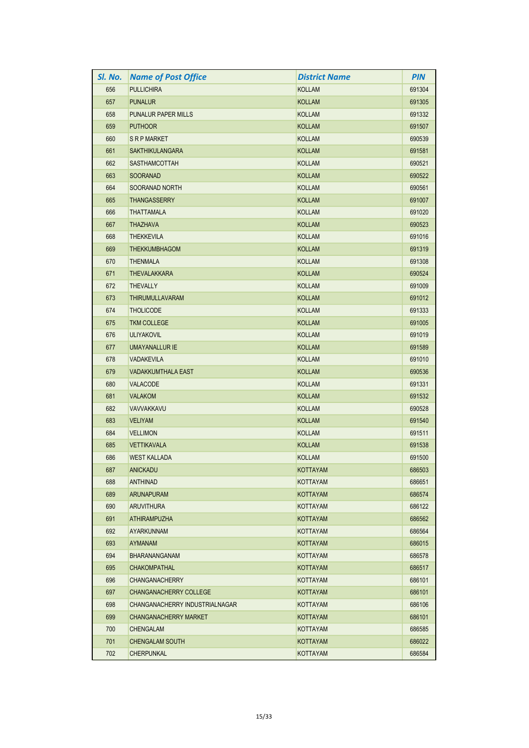| Sl. No. | Name of Post Office | District Name | PIN |
|---|---|---|---|
| 656 | PULLICHIRA | KOLLAM | 691304 |
| 657 | PUNALUR | KOLLAM | 691305 |
| 658 | PUNALUR PAPER MILLS | KOLLAM | 691332 |
| 659 | PUTHOOR | KOLLAM | 691507 |
| 660 | S R P MARKET | KOLLAM | 690539 |
| 661 | SAKTHIKULANGARA | KOLLAM | 691581 |
| 662 | SASTHAMCOTTAH | KOLLAM | 690521 |
| 663 | SOORANAD | KOLLAM | 690522 |
| 664 | SOORANAD NORTH | KOLLAM | 690561 |
| 665 | THANGASSERRY | KOLLAM | 691007 |
| 666 | THATTAMALA | KOLLAM | 691020 |
| 667 | THAZHAVA | KOLLAM | 690523 |
| 668 | THEKKEVILA | KOLLAM | 691016 |
| 669 | THEKKUMBHAGOM | KOLLAM | 691319 |
| 670 | THENMALA | KOLLAM | 691308 |
| 671 | THEVALAKKARA | KOLLAM | 690524 |
| 672 | THEVALLY | KOLLAM | 691009 |
| 673 | THIRUMULLAVARAM | KOLLAM | 691012 |
| 674 | THOLICODE | KOLLAM | 691333 |
| 675 | TKM COLLEGE | KOLLAM | 691005 |
| 676 | ULIYAKOVIL | KOLLAM | 691019 |
| 677 | UMAYANALLUR IE | KOLLAM | 691589 |
| 678 | VADAKEVILA | KOLLAM | 691010 |
| 679 | VADAKKUMTHALA EAST | KOLLAM | 690536 |
| 680 | VALACODE | KOLLAM | 691331 |
| 681 | VALAKOM | KOLLAM | 691532 |
| 682 | VAVVAKKAVU | KOLLAM | 690528 |
| 683 | VELIYAM | KOLLAM | 691540 |
| 684 | VELLIMON | KOLLAM | 691511 |
| 685 | VETTIKAVALA | KOLLAM | 691538 |
| 686 | WEST KALLADA | KOLLAM | 691500 |
| 687 | ANICKADU | KOTTAYAM | 686503 |
| 688 | ANTHINAD | KOTTAYAM | 686651 |
| 689 | ARUNAPURAM | KOTTAYAM | 686574 |
| 690 | ARUVITHURA | KOTTAYAM | 686122 |
| 691 | ATHIRAMPUZHA | KOTTAYAM | 686562 |
| 692 | AYARKUNNAM | KOTTAYAM | 686564 |
| 693 | AYMANAM | KOTTAYAM | 686015 |
| 694 | BHARANANGANAM | KOTTAYAM | 686578 |
| 695 | CHAKOMPATHAL | KOTTAYAM | 686517 |
| 696 | CHANGANACHERRY | KOTTAYAM | 686101 |
| 697 | CHANGANACHERRY COLLEGE | KOTTAYAM | 686101 |
| 698 | CHANGANACHERRY INDUSTRIALNAGAR | KOTTAYAM | 686106 |
| 699 | CHANGANACHERRY MARKET | KOTTAYAM | 686101 |
| 700 | CHENGALAM | KOTTAYAM | 686585 |
| 701 | CHENGALAM SOUTH | KOTTAYAM | 686022 |
| 702 | CHERPUNKAL | KOTTAYAM | 686584 |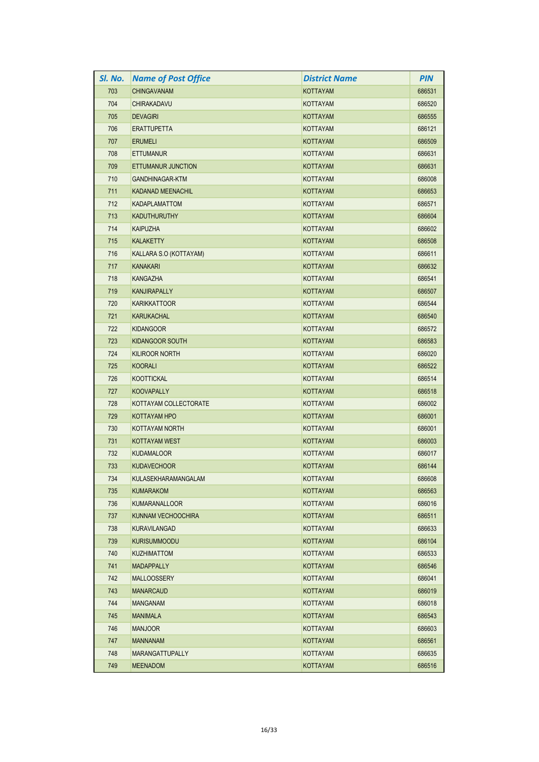| Sl. No. | Name of Post Office | District Name | PIN |
|---|---|---|---|
| 703 | CHINGAVANAM | KOTTAYAM | 686531 |
| 704 | CHIRAKADAVU | KOTTAYAM | 686520 |
| 705 | DEVAGIRI | KOTTAYAM | 686555 |
| 706 | ERATTUPETTA | KOTTAYAM | 686121 |
| 707 | ERUMELI | KOTTAYAM | 686509 |
| 708 | ETTUMANUR | KOTTAYAM | 686631 |
| 709 | ETTUMANUR JUNCTION | KOTTAYAM | 686631 |
| 710 | GANDHINAGAR-KTM | KOTTAYAM | 686008 |
| 711 | KADANAD MEENACHIL | KOTTAYAM | 686653 |
| 712 | KADAPLAMATTOM | KOTTAYAM | 686571 |
| 713 | KADUTHURUTHY | KOTTAYAM | 686604 |
| 714 | KAIPUZHA | KOTTAYAM | 686602 |
| 715 | KALAKETTY | KOTTAYAM | 686508 |
| 716 | KALLARA S.O (KOTTAYAM) | KOTTAYAM | 686611 |
| 717 | KANAKARI | KOTTAYAM | 686632 |
| 718 | KANGAZHA | KOTTAYAM | 686541 |
| 719 | KANJIRAPALLY | KOTTAYAM | 686507 |
| 720 | KARIKKATTOOR | KOTTAYAM | 686544 |
| 721 | KARUKACHAL | KOTTAYAM | 686540 |
| 722 | KIDANGOOR | KOTTAYAM | 686572 |
| 723 | KIDANGOOR SOUTH | KOTTAYAM | 686583 |
| 724 | KILIROOR NORTH | KOTTAYAM | 686020 |
| 725 | KOORALI | KOTTAYAM | 686522 |
| 726 | KOOTTICKAL | KOTTAYAM | 686514 |
| 727 | KOOVAPALLY | KOTTAYAM | 686518 |
| 728 | KOTTAYAM COLLECTORATE | KOTTAYAM | 686002 |
| 729 | KOTTAYAM HPO | KOTTAYAM | 686001 |
| 730 | KOTTAYAM NORTH | KOTTAYAM | 686001 |
| 731 | KOTTAYAM WEST | KOTTAYAM | 686003 |
| 732 | KUDAMALOOR | KOTTAYAM | 686017 |
| 733 | KUDAVECHOOR | KOTTAYAM | 686144 |
| 734 | KULASEKHARAMANGALAM | KOTTAYAM | 686608 |
| 735 | KUMARAKOM | KOTTAYAM | 686563 |
| 736 | KUMARANALLOOR | KOTTAYAM | 686016 |
| 737 | KUNNAM VECHOOCHIRA | KOTTAYAM | 686511 |
| 738 | KURAVILANGAD | KOTTAYAM | 686633 |
| 739 | KURISUMMOODU | KOTTAYAM | 686104 |
| 740 | KUZHIMATTOM | KOTTAYAM | 686533 |
| 741 | MADAPPALLY | KOTTAYAM | 686546 |
| 742 | MALLOOSSERY | KOTTAYAM | 686041 |
| 743 | MANARCAUD | KOTTAYAM | 686019 |
| 744 | MANGANAM | KOTTAYAM | 686018 |
| 745 | MANIMALA | KOTTAYAM | 686543 |
| 746 | MANJOOR | KOTTAYAM | 686603 |
| 747 | MANNANAM | KOTTAYAM | 686561 |
| 748 | MARANGATTUPALLY | KOTTAYAM | 686635 |
| 749 | MEENADOM | KOTTAYAM | 686516 |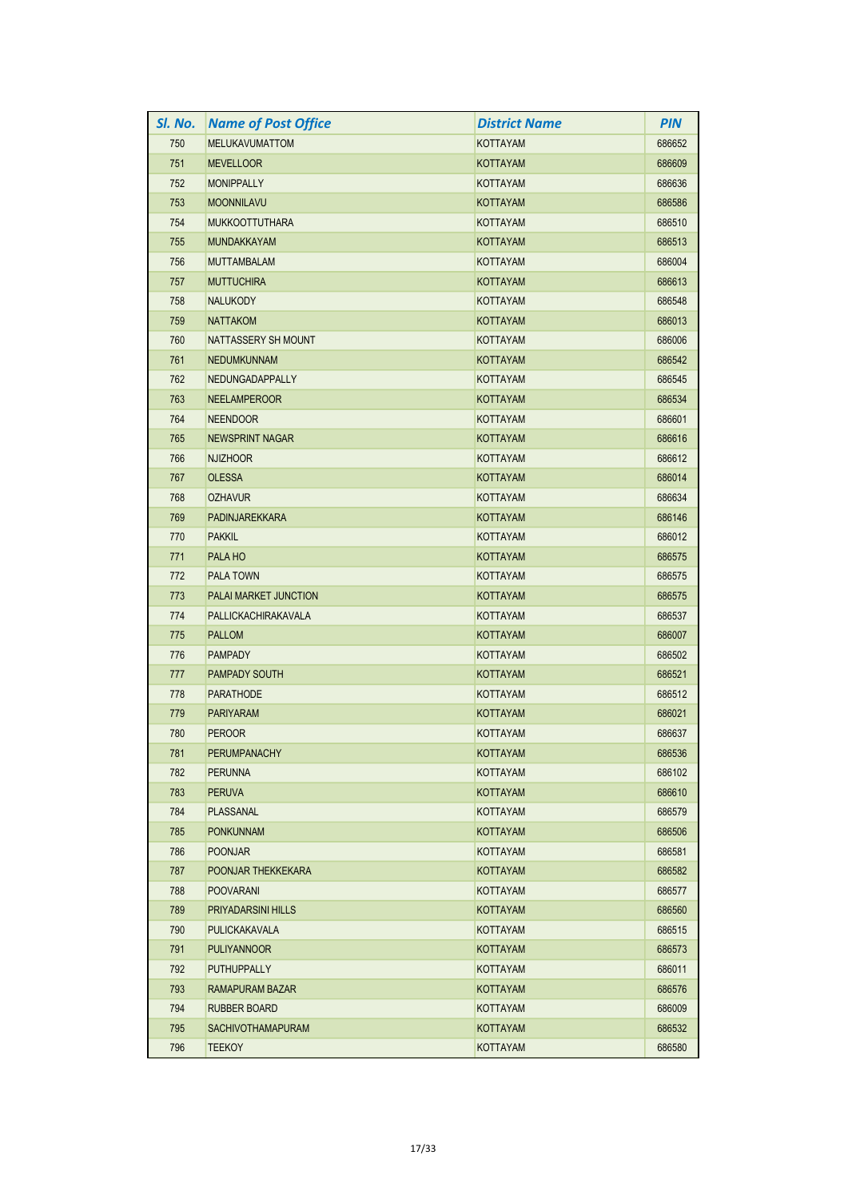| Sl. No. | Name of Post Office | District Name | PIN |
|---|---|---|---|
| 750 | MELUKAVUMATTOM | KOTTAYAM | 686652 |
| 751 | MEVELLOOR | KOTTAYAM | 686609 |
| 752 | MONIPPALLY | KOTTAYAM | 686636 |
| 753 | MOONNILAVU | KOTTAYAM | 686586 |
| 754 | MUKKOOTTUTHARA | KOTTAYAM | 686510 |
| 755 | MUNDAKKAYAM | KOTTAYAM | 686513 |
| 756 | MUTTAMBALAM | KOTTAYAM | 686004 |
| 757 | MUTTUCHIRA | KOTTAYAM | 686613 |
| 758 | NALUKODY | KOTTAYAM | 686548 |
| 759 | NATTAKOM | KOTTAYAM | 686013 |
| 760 | NATTASSERY SH MOUNT | KOTTAYAM | 686006 |
| 761 | NEDUMKUNNAM | KOTTAYAM | 686542 |
| 762 | NEDUNGADAPPALLY | KOTTAYAM | 686545 |
| 763 | NEELAMPEROOR | KOTTAYAM | 686534 |
| 764 | NEENDOOR | KOTTAYAM | 686601 |
| 765 | NEWSPRINT NAGAR | KOTTAYAM | 686616 |
| 766 | NJIZHOOR | KOTTAYAM | 686612 |
| 767 | OLESSA | KOTTAYAM | 686014 |
| 768 | OZHAVUR | KOTTAYAM | 686634 |
| 769 | PADINJAREKKARA | KOTTAYAM | 686146 |
| 770 | PAKKIL | KOTTAYAM | 686012 |
| 771 | PALA HO | KOTTAYAM | 686575 |
| 772 | PALA TOWN | KOTTAYAM | 686575 |
| 773 | PALAI MARKET JUNCTION | KOTTAYAM | 686575 |
| 774 | PALLICKACHIRAKAVALA | KOTTAYAM | 686537 |
| 775 | PALLOM | KOTTAYAM | 686007 |
| 776 | PAMPADY | KOTTAYAM | 686502 |
| 777 | PAMPADY SOUTH | KOTTAYAM | 686521 |
| 778 | PARATHODE | KOTTAYAM | 686512 |
| 779 | PARIYARAM | KOTTAYAM | 686021 |
| 780 | PEROOR | KOTTAYAM | 686637 |
| 781 | PERUMPANACHY | KOTTAYAM | 686536 |
| 782 | PERUNNA | KOTTAYAM | 686102 |
| 783 | PERUVA | KOTTAYAM | 686610 |
| 784 | PLASSANAL | KOTTAYAM | 686579 |
| 785 | PONKUNNAM | KOTTAYAM | 686506 |
| 786 | POONJAR | KOTTAYAM | 686581 |
| 787 | POONJAR THEKKEKARA | KOTTAYAM | 686582 |
| 788 | POOVARANI | KOTTAYAM | 686577 |
| 789 | PRIYADARSINI HILLS | KOTTAYAM | 686560 |
| 790 | PULICKAKAVALA | KOTTAYAM | 686515 |
| 791 | PULIYANNOOR | KOTTAYAM | 686573 |
| 792 | PUTHUPPALLY | KOTTAYAM | 686011 |
| 793 | RAMAPURAM BAZAR | KOTTAYAM | 686576 |
| 794 | RUBBER BOARD | KOTTAYAM | 686009 |
| 795 | SACHIVOTHAMAPURAM | KOTTAYAM | 686532 |
| 796 | TEEKOY | KOTTAYAM | 686580 |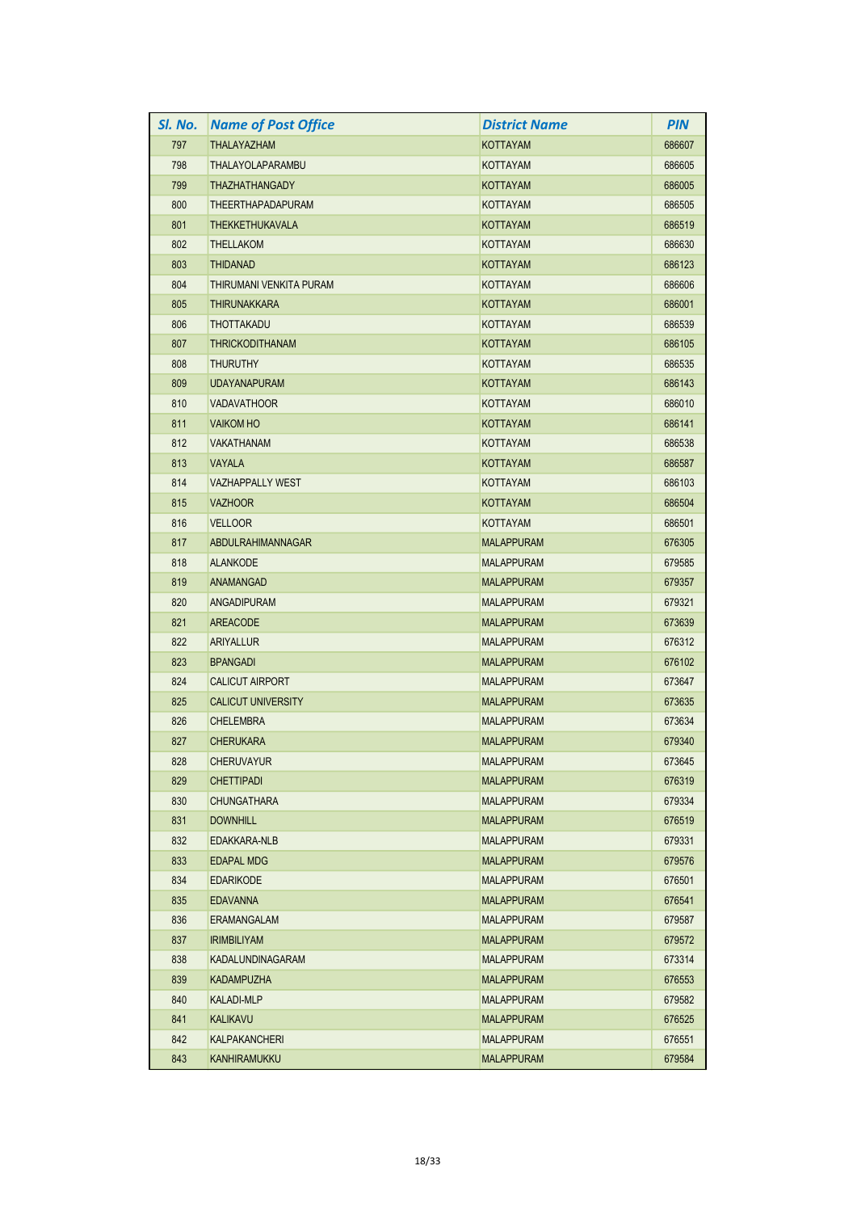| Sl. No. | Name of Post Office | District Name | PIN |
|---|---|---|---|
| 797 | THALAYAZHAM | KOTTAYAM | 686607 |
| 798 | THALAYOLAPARAMBU | KOTTAYAM | 686605 |
| 799 | THAZHATHANGADY | KOTTAYAM | 686005 |
| 800 | THEERTHAPADAPURAM | KOTTAYAM | 686505 |
| 801 | THEKKETHUKAVALA | KOTTAYAM | 686519 |
| 802 | THELLAKOM | KOTTAYAM | 686630 |
| 803 | THIDANAD | KOTTAYAM | 686123 |
| 804 | THIRUMANI VENKITA PURAM | KOTTAYAM | 686606 |
| 805 | THIRUNAKKARA | KOTTAYAM | 686001 |
| 806 | THOTTAKADU | KOTTAYAM | 686539 |
| 807 | THRICKODITHANAM | KOTTAYAM | 686105 |
| 808 | THURUTHY | KOTTAYAM | 686535 |
| 809 | UDAYANAPURAM | KOTTAYAM | 686143 |
| 810 | VADAVATHOOR | KOTTAYAM | 686010 |
| 811 | VAIKOM HO | KOTTAYAM | 686141 |
| 812 | VAKATHANAM | KOTTAYAM | 686538 |
| 813 | VAYALA | KOTTAYAM | 686587 |
| 814 | VAZHAPPALLY WEST | KOTTAYAM | 686103 |
| 815 | VAZHOOR | KOTTAYAM | 686504 |
| 816 | VELLOOR | KOTTAYAM | 686501 |
| 817 | ABDULRAHIMANNAGAR | MALAPPURAM | 676305 |
| 818 | ALANKODE | MALAPPURAM | 679585 |
| 819 | ANAMANGAD | MALAPPURAM | 679357 |
| 820 | ANGADIPURAM | MALAPPURAM | 679321 |
| 821 | AREACODE | MALAPPURAM | 673639 |
| 822 | ARIYALLUR | MALAPPURAM | 676312 |
| 823 | BPANGADI | MALAPPURAM | 676102 |
| 824 | CALICUT AIRPORT | MALAPPURAM | 673647 |
| 825 | CALICUT UNIVERSITY | MALAPPURAM | 673635 |
| 826 | CHELEMBRA | MALAPPURAM | 673634 |
| 827 | CHERUKARA | MALAPPURAM | 679340 |
| 828 | CHERUVAYUR | MALAPPURAM | 673645 |
| 829 | CHETTIPADI | MALAPPURAM | 676319 |
| 830 | CHUNGATHARA | MALAPPURAM | 679334 |
| 831 | DOWNHILL | MALAPPURAM | 676519 |
| 832 | EDAKKARA-NLB | MALAPPURAM | 679331 |
| 833 | EDAPAL MDG | MALAPPURAM | 679576 |
| 834 | EDARIKODE | MALAPPURAM | 676501 |
| 835 | EDAVANNA | MALAPPURAM | 676541 |
| 836 | ERAMANGALAM | MALAPPURAM | 679587 |
| 837 | IRIMBILIYAM | MALAPPURAM | 679572 |
| 838 | KADALUNDINAGARAM | MALAPPURAM | 673314 |
| 839 | KADAMPUZHA | MALAPPURAM | 676553 |
| 840 | KALADI-MLP | MALAPPURAM | 679582 |
| 841 | KALIKAVU | MALAPPURAM | 676525 |
| 842 | KALPAKANCHERI | MALAPPURAM | 676551 |
| 843 | KANHIRAMUKKU | MALAPPURAM | 679584 |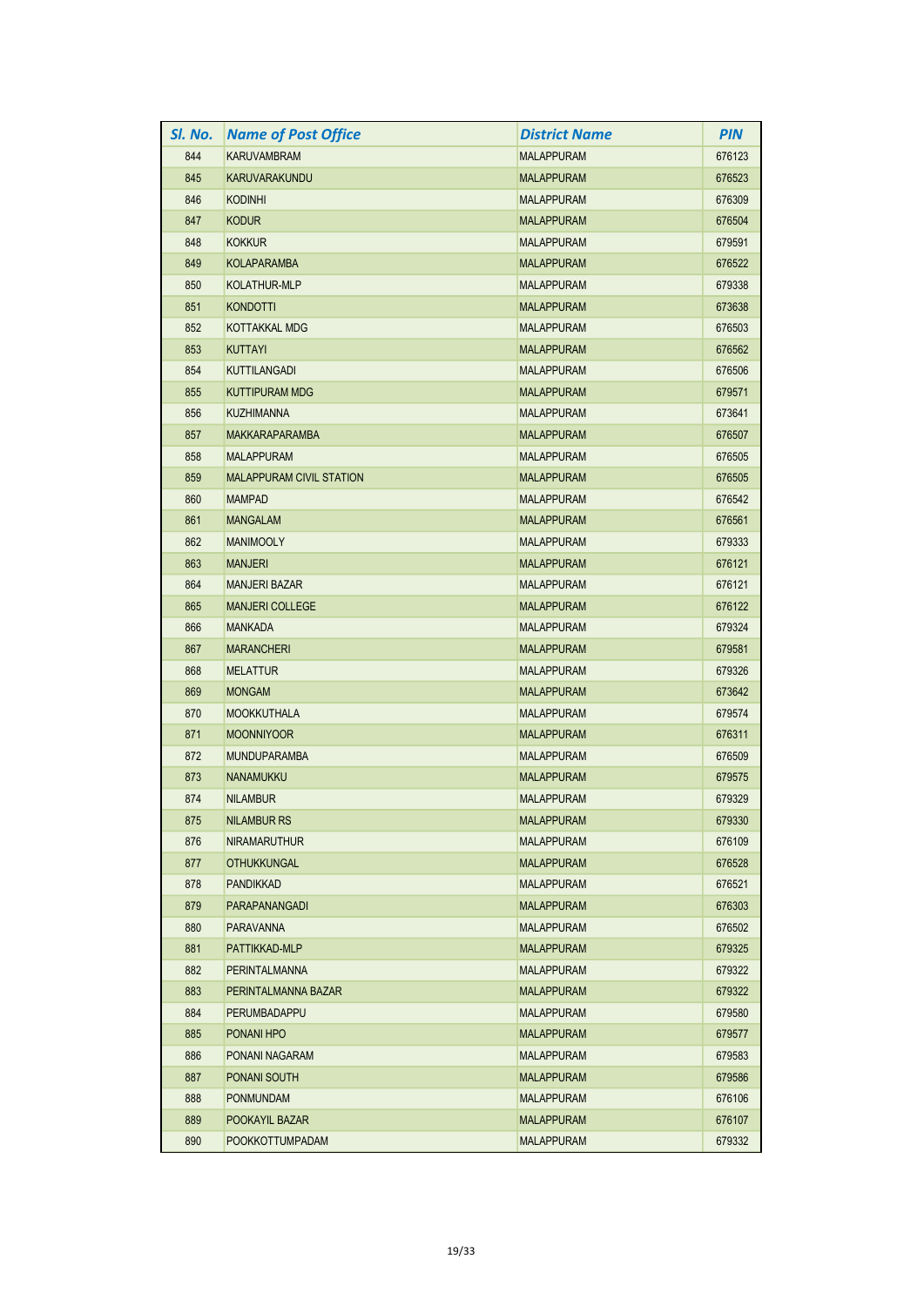| *Sl. No.* | *Name of Post Office* | *District Name* | *PIN* |
|---|---|---|---|
| 844 | KARUVAMBRAM | MALAPPURAM | 676123 |
| 845 | KARUVARAKUNDU | MALAPPURAM | 676523 |
| 846 | KODINHI | MALAPPURAM | 676309 |
| 847 | KODUR | MALAPPURAM | 676504 |
| 848 | KOKKUR | MALAPPURAM | 679591 |
| 849 | KOLAPARAMBA | MALAPPURAM | 676522 |
| 850 | KOLATHUR-MLP | MALAPPURAM | 679338 |
| 851 | KONDOTTI | MALAPPURAM | 673638 |
| 852 | KOTTAKKAL MDG | MALAPPURAM | 676503 |
| 853 | KUTTAYI | MALAPPURAM | 676562 |
| 854 | KUTTILANGADI | MALAPPURAM | 676506 |
| 855 | KUTTIPURAM MDG | MALAPPURAM | 679571 |
| 856 | KUZHIMANNA | MALAPPURAM | 673641 |
| 857 | MAKKARAPARAMBA | MALAPPURAM | 676507 |
| 858 | MALAPPURAM | MALAPPURAM | 676505 |
| 859 | MALAPPURAM CIVIL STATION | MALAPPURAM | 676505 |
| 860 | MAMPAD | MALAPPURAM | 676542 |
| 861 | MANGALAM | MALAPPURAM | 676561 |
| 862 | MANIMOOLY | MALAPPURAM | 679333 |
| 863 | MANJERI | MALAPPURAM | 676121 |
| 864 | MANJERI BAZAR | MALAPPURAM | 676121 |
| 865 | MANJERI COLLEGE | MALAPPURAM | 676122 |
| 866 | MANKADA | MALAPPURAM | 679324 |
| 867 | MARANCHERI | MALAPPURAM | 679581 |
| 868 | MELATTUR | MALAPPURAM | 679326 |
| 869 | MONGAM | MALAPPURAM | 673642 |
| 870 | MOOKKUTHALA | MALAPPURAM | 679574 |
| 871 | MOONNIYOOR | MALAPPURAM | 676311 |
| 872 | MUNDUPARAMBA | MALAPPURAM | 676509 |
| 873 | NANAMUKKU | MALAPPURAM | 679575 |
| 874 | NILAMBUR | MALAPPURAM | 679329 |
| 875 | NILAMBUR RS | MALAPPURAM | 679330 |
| 876 | NIRAMARUTHUR | MALAPPURAM | 676109 |
| 877 | OTHUKKUNGAL | MALAPPURAM | 676528 |
| 878 | PANDIKKAD | MALAPPURAM | 676521 |
| 879 | PARAPANANGADI | MALAPPURAM | 676303 |
| 880 | PARAVANNA | MALAPPURAM | 676502 |
| 881 | PATTIKKAD-MLP | MALAPPURAM | 679325 |
| 882 | PERINTALMANNA | MALAPPURAM | 679322 |
| 883 | PERINTALMANNA BAZAR | MALAPPURAM | 679322 |
| 884 | PERUMBADAPPU | MALAPPURAM | 679580 |
| 885 | PONANI HPO | MALAPPURAM | 679577 |
| 886 | PONANI NAGARAM | MALAPPURAM | 679583 |
| 887 | PONANI SOUTH | MALAPPURAM | 679586 |
| 888 | PONMUNDAM | MALAPPURAM | 676106 |
| 889 | POOKAYIL BAZAR | MALAPPURAM | 676107 |
| 890 | POOKKOTTUMPADAM | MALAPPURAM | 679332 |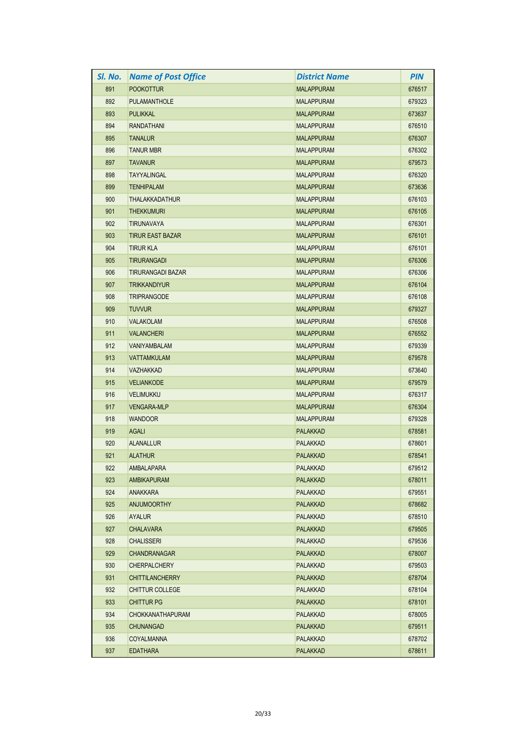| Sl. No. | Name of Post Office | District Name | PIN |
|---|---|---|---|
| 891 | POOKOTTUR | MALAPPURAM | 676517 |
| 892 | PULAMANTHOLE | MALAPPURAM | 679323 |
| 893 | PULIKKAL | MALAPPURAM | 673637 |
| 894 | RANDATHANI | MALAPPURAM | 676510 |
| 895 | TANALUR | MALAPPURAM | 676307 |
| 896 | TANUR MBR | MALAPPURAM | 676302 |
| 897 | TAVANUR | MALAPPURAM | 679573 |
| 898 | TAYYALINGAL | MALAPPURAM | 676320 |
| 899 | TENHIPALAM | MALAPPURAM | 673636 |
| 900 | THALAKKADATHUR | MALAPPURAM | 676103 |
| 901 | THEKKUMURI | MALAPPURAM | 676105 |
| 902 | TIRUNAVAYA | MALAPPURAM | 676301 |
| 903 | TIRUR EAST BAZAR | MALAPPURAM | 676101 |
| 904 | TIRUR KLA | MALAPPURAM | 676101 |
| 905 | TIRURANGADI | MALAPPURAM | 676306 |
| 906 | TIRURANGADI BAZAR | MALAPPURAM | 676306 |
| 907 | TRIKKANDIYUR | MALAPPURAM | 676104 |
| 908 | TRIPRANGODE | MALAPPURAM | 676108 |
| 909 | TUVVUR | MALAPPURAM | 679327 |
| 910 | VALAKOLAM | MALAPPURAM | 676508 |
| 911 | VALANCHERI | MALAPPURAM | 676552 |
| 912 | VANIYAMBALAM | MALAPPURAM | 679339 |
| 913 | VATTAMKULAM | MALAPPURAM | 679578 |
| 914 | VAZHAKKAD | MALAPPURAM | 673640 |
| 915 | VELIANKODE | MALAPPURAM | 679579 |
| 916 | VELIMUKKU | MALAPPURAM | 676317 |
| 917 | VENGARA-MLP | MALAPPURAM | 676304 |
| 918 | WANDOOR | MALAPPURAM | 679328 |
| 919 | AGALI | PALAKKAD | 678581 |
| 920 | ALANALLUR | PALAKKAD | 678601 |
| 921 | ALATHUR | PALAKKAD | 678541 |
| 922 | AMBALAPARA | PALAKKAD | 679512 |
| 923 | AMBIKAPURAM | PALAKKAD | 678011 |
| 924 | ANAKKARA | PALAKKAD | 679551 |
| 925 | ANJUMOORTHY | PALAKKAD | 678682 |
| 926 | AYALUR | PALAKKAD | 678510 |
| 927 | CHALAVARA | PALAKKAD | 679505 |
| 928 | CHALISSERI | PALAKKAD | 679536 |
| 929 | CHANDRANAGAR | PALAKKAD | 678007 |
| 930 | CHERPALCHERY | PALAKKAD | 679503 |
| 931 | CHITTILANCHERRY | PALAKKAD | 678704 |
| 932 | CHITTUR COLLEGE | PALAKKAD | 678104 |
| 933 | CHITTUR PG | PALAKKAD | 678101 |
| 934 | CHOKKANATHAPURAM | PALAKKAD | 678005 |
| 935 | CHUNANGAD | PALAKKAD | 679511 |
| 936 | COYALMANNA | PALAKKAD | 678702 |
| 937 | EDATHARA | PALAKKAD | 678611 |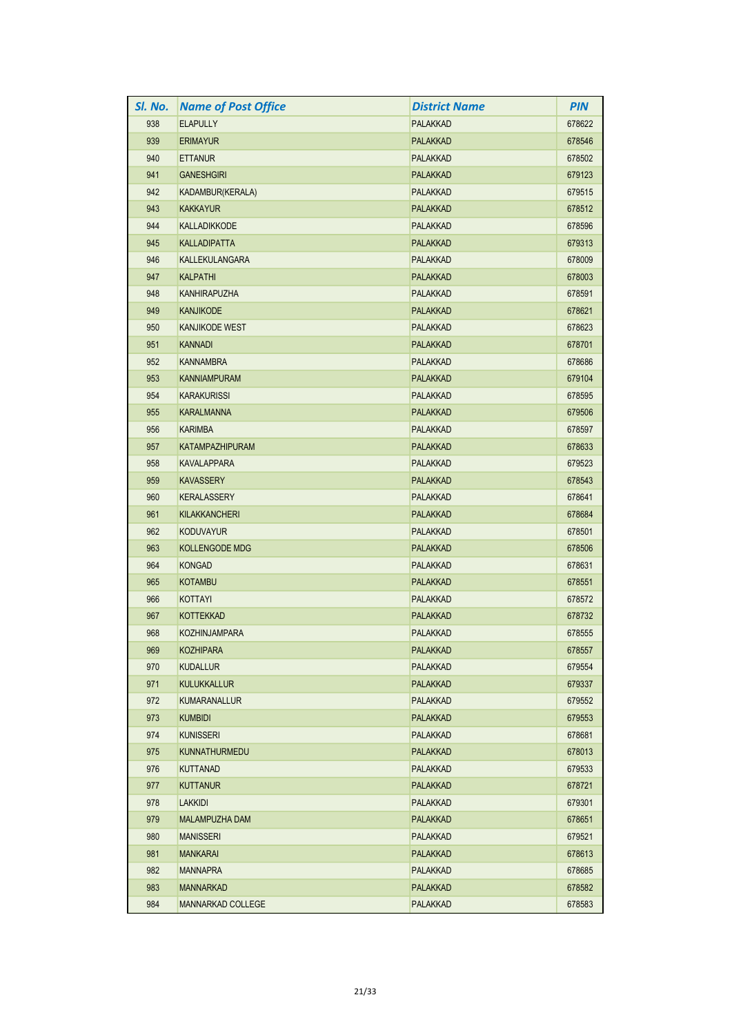| Sl. No. | Name of Post Office | District Name | PIN |
| --- | --- | --- | --- |
| 938 | ELAPULLY | PALAKKAD | 678622 |
| 939 | ERIMAYUR | PALAKKAD | 678546 |
| 940 | ETTANUR | PALAKKAD | 678502 |
| 941 | GANESHGIRI | PALAKKAD | 679123 |
| 942 | KADAMBUR(KERALA) | PALAKKAD | 679515 |
| 943 | KAKKAYUR | PALAKKAD | 678512 |
| 944 | KALLADIKKODE | PALAKKAD | 678596 |
| 945 | KALLADIPATTA | PALAKKAD | 679313 |
| 946 | KALLEKULANGARA | PALAKKAD | 678009 |
| 947 | KALPATHI | PALAKKAD | 678003 |
| 948 | KANHIRAPUZHA | PALAKKAD | 678591 |
| 949 | KANJIKODE | PALAKKAD | 678621 |
| 950 | KANJIKODE WEST | PALAKKAD | 678623 |
| 951 | KANNADI | PALAKKAD | 678701 |
| 952 | KANNAMBRA | PALAKKAD | 678686 |
| 953 | KANNIAMPURAM | PALAKKAD | 679104 |
| 954 | KARAKURISSI | PALAKKAD | 678595 |
| 955 | KARALMANNA | PALAKKAD | 679506 |
| 956 | KARIMBA | PALAKKAD | 678597 |
| 957 | KATAMPAZHIPURAM | PALAKKAD | 678633 |
| 958 | KAVALAPPARA | PALAKKAD | 679523 |
| 959 | KAVASSERY | PALAKKAD | 678543 |
| 960 | KERALASSERY | PALAKKAD | 678641 |
| 961 | KILAKKANCHERI | PALAKKAD | 678684 |
| 962 | KODUVAYUR | PALAKKAD | 678501 |
| 963 | KOLLENGODE MDG | PALAKKAD | 678506 |
| 964 | KONGAD | PALAKKAD | 678631 |
| 965 | KOTAMBU | PALAKKAD | 678551 |
| 966 | KOTTAYI | PALAKKAD | 678572 |
| 967 | KOTTEKKAD | PALAKKAD | 678732 |
| 968 | KOZHINJAMPARA | PALAKKAD | 678555 |
| 969 | KOZHIPARA | PALAKKAD | 678557 |
| 970 | KUDALLUR | PALAKKAD | 679554 |
| 971 | KULUKKALLUR | PALAKKAD | 679337 |
| 972 | KUMARANALLUR | PALAKKAD | 679552 |
| 973 | KUMBIDI | PALAKKAD | 679553 |
| 974 | KUNISSERI | PALAKKAD | 678681 |
| 975 | KUNNATHURMEDU | PALAKKAD | 678013 |
| 976 | KUTTANAD | PALAKKAD | 679533 |
| 977 | KUTTANUR | PALAKKAD | 678721 |
| 978 | LAKKIDI | PALAKKAD | 679301 |
| 979 | MALAMPUZHA DAM | PALAKKAD | 678651 |
| 980 | MANISSERI | PALAKKAD | 679521 |
| 981 | MANKARAI | PALAKKAD | 678613 |
| 982 | MANNAPRA | PALAKKAD | 678685 |
| 983 | MANNARKAD | PALAKKAD | 678582 |
| 984 | MANNARKAD COLLEGE | PALAKKAD | 678583 |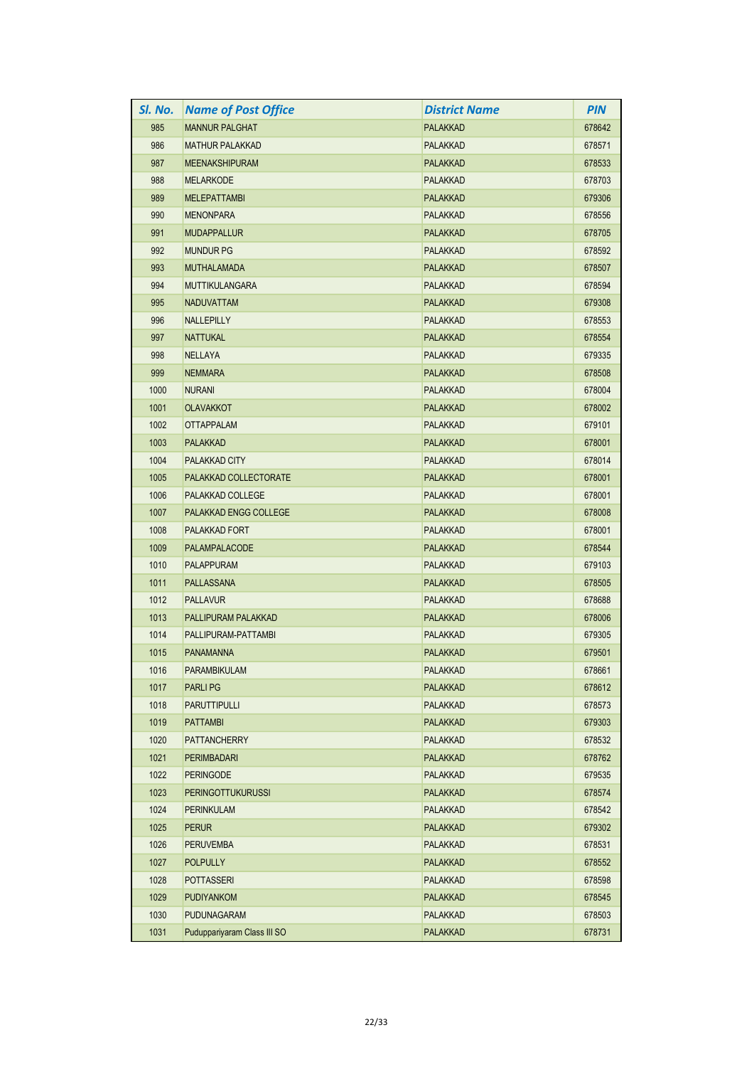| Sl. No. | Name of Post Office | District Name | PIN |
|---|---|---|---|
| 985 | MANNUR PALGHAT | PALAKKAD | 678642 |
| 986 | MATHUR PALAKKAD | PALAKKAD | 678571 |
| 987 | MEENAKSHIPURAM | PALAKKAD | 678533 |
| 988 | MELARKODE | PALAKKAD | 678703 |
| 989 | MELEPATTAMBI | PALAKKAD | 679306 |
| 990 | MENONPARA | PALAKKAD | 678556 |
| 991 | MUDAPPALLUR | PALAKKAD | 678705 |
| 992 | MUNDUR PG | PALAKKAD | 678592 |
| 993 | MUTHALAMADA | PALAKKAD | 678507 |
| 994 | MUTTIKULANGARA | PALAKKAD | 678594 |
| 995 | NADUVATTAM | PALAKKAD | 679308 |
| 996 | NALLEPILLY | PALAKKAD | 678553 |
| 997 | NATTUKAL | PALAKKAD | 678554 |
| 998 | NELLAYA | PALAKKAD | 679335 |
| 999 | NEMMARA | PALAKKAD | 678508 |
| 1000 | NURANI | PALAKKAD | 678004 |
| 1001 | OLAVAKKOT | PALAKKAD | 678002 |
| 1002 | OTTAPPALAM | PALAKKAD | 679101 |
| 1003 | PALAKKAD | PALAKKAD | 678001 |
| 1004 | PALAKKAD CITY | PALAKKAD | 678014 |
| 1005 | PALAKKAD COLLECTORATE | PALAKKAD | 678001 |
| 1006 | PALAKKAD COLLEGE | PALAKKAD | 678001 |
| 1007 | PALAKKAD ENGG COLLEGE | PALAKKAD | 678008 |
| 1008 | PALAKKAD FORT | PALAKKAD | 678001 |
| 1009 | PALAMPALACODE | PALAKKAD | 678544 |
| 1010 | PALAPPURAM | PALAKKAD | 679103 |
| 1011 | PALLASSANA | PALAKKAD | 678505 |
| 1012 | PALLAVUR | PALAKKAD | 678688 |
| 1013 | PALLIPURAM PALAKKAD | PALAKKAD | 678006 |
| 1014 | PALLIPURAM-PATTAMBI | PALAKKAD | 679305 |
| 1015 | PANAMANNA | PALAKKAD | 679501 |
| 1016 | PARAMBIKULAM | PALAKKAD | 678661 |
| 1017 | PARLI PG | PALAKKAD | 678612 |
| 1018 | PARUTTIPULLI | PALAKKAD | 678573 |
| 1019 | PATTAMBI | PALAKKAD | 679303 |
| 1020 | PATTANCHERRY | PALAKKAD | 678532 |
| 1021 | PERIMBADARI | PALAKKAD | 678762 |
| 1022 | PERINGODE | PALAKKAD | 679535 |
| 1023 | PERINGOTTUKURUSSI | PALAKKAD | 678574 |
| 1024 | PERINKULAM | PALAKKAD | 678542 |
| 1025 | PERUR | PALAKKAD | 679302 |
| 1026 | PERUVEMBA | PALAKKAD | 678531 |
| 1027 | POLPULLY | PALAKKAD | 678552 |
| 1028 | POTTASSERI | PALAKKAD | 678598 |
| 1029 | PUDIYANKOM | PALAKKAD | 678545 |
| 1030 | PUDUNAGARAM | PALAKKAD | 678503 |
| 1031 | Puduppariyaram Class III SO | PALAKKAD | 678731 |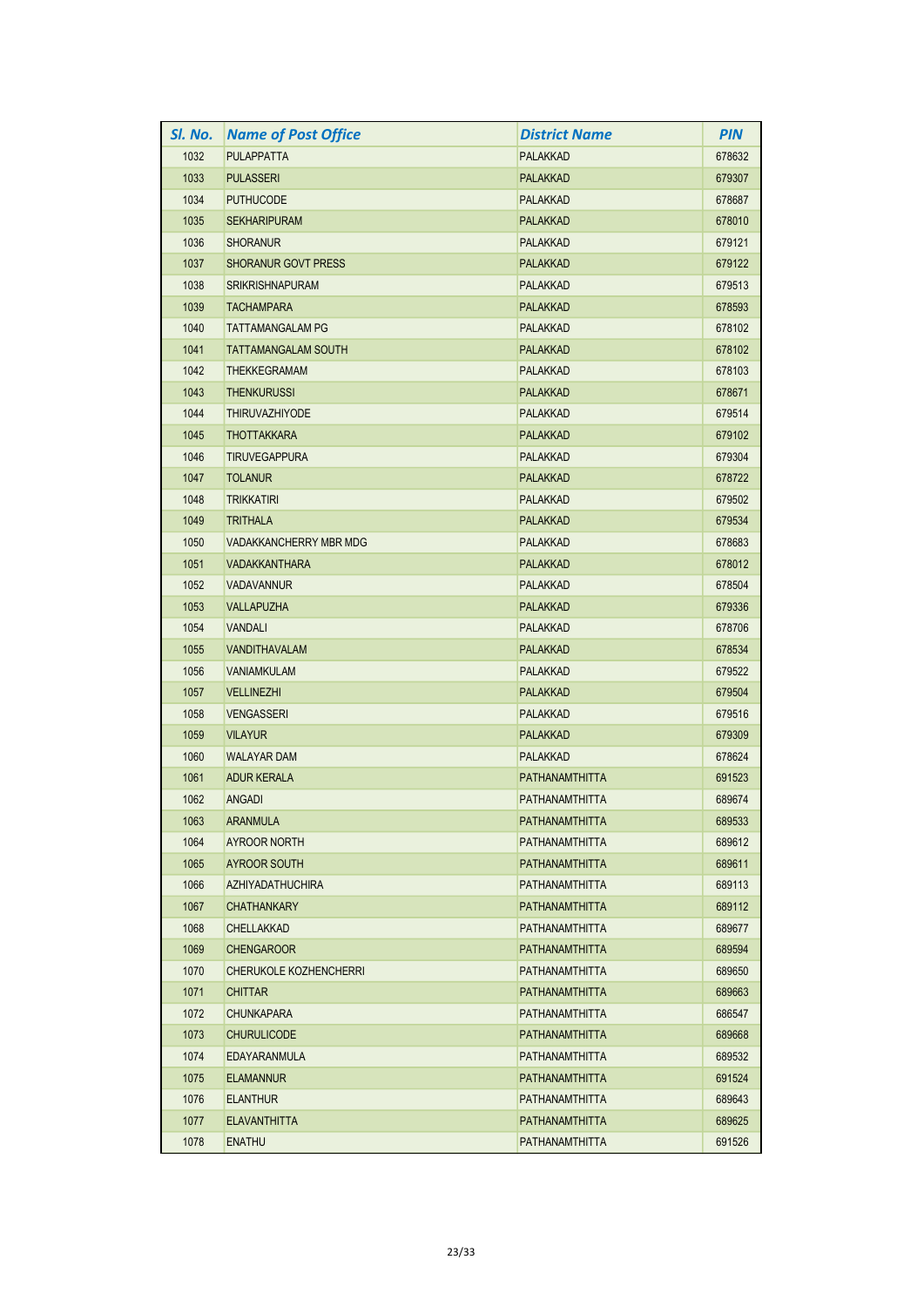| Sl. No. | Name of Post Office | District Name | PIN |
|---|---|---|---|
| 1032 | PULAPPATTA | PALAKKAD | 678632 |
| 1033 | PULASSERI | PALAKKAD | 679307 |
| 1034 | PUTHUCODE | PALAKKAD | 678687 |
| 1035 | SEKHARIPURAM | PALAKKAD | 678010 |
| 1036 | SHORANUR | PALAKKAD | 679121 |
| 1037 | SHORANUR GOVT PRESS | PALAKKAD | 679122 |
| 1038 | SRIKRISHNAPURAM | PALAKKAD | 679513 |
| 1039 | TACHAMPARA | PALAKKAD | 678593 |
| 1040 | TATTAMANGALAM PG | PALAKKAD | 678102 |
| 1041 | TATTAMANGALAM SOUTH | PALAKKAD | 678102 |
| 1042 | THEKKEGRAMAM | PALAKKAD | 678103 |
| 1043 | THENKURUSSI | PALAKKAD | 678671 |
| 1044 | THIRUVAZHIYODE | PALAKKAD | 679514 |
| 1045 | THOTTAKKARA | PALAKKAD | 679102 |
| 1046 | TIRUVEGAPPURA | PALAKKAD | 679304 |
| 1047 | TOLANUR | PALAKKAD | 678722 |
| 1048 | TRIKKATIRI | PALAKKAD | 679502 |
| 1049 | TRITHALA | PALAKKAD | 679534 |
| 1050 | VADAKKANCHERRY MBR MDG | PALAKKAD | 678683 |
| 1051 | VADAKKANTHARA | PALAKKAD | 678012 |
| 1052 | VADAVANNUR | PALAKKAD | 678504 |
| 1053 | VALLAPUZHA | PALAKKAD | 679336 |
| 1054 | VANDALI | PALAKKAD | 678706 |
| 1055 | VANDITHAVALAM | PALAKKAD | 678534 |
| 1056 | VANIAMKULAM | PALAKKAD | 679522 |
| 1057 | VELLINEZHI | PALAKKAD | 679504 |
| 1058 | VENGASSERI | PALAKKAD | 679516 |
| 1059 | VILAYUR | PALAKKAD | 679309 |
| 1060 | WALAYAR DAM | PALAKKAD | 678624 |
| 1061 | ADUR KERALA | PATHANAMTHITTA | 691523 |
| 1062 | ANGADI | PATHANAMTHITTA | 689674 |
| 1063 | ARANMULA | PATHANAMTHITTA | 689533 |
| 1064 | AYROOR NORTH | PATHANAMTHITTA | 689612 |
| 1065 | AYROOR SOUTH | PATHANAMTHITTA | 689611 |
| 1066 | AZHIYADATHUCHIRA | PATHANAMTHITTA | 689113 |
| 1067 | CHATHANKARY | PATHANAMTHITTA | 689112 |
| 1068 | CHELLAKKAD | PATHANAMTHITTA | 689677 |
| 1069 | CHENGAROOR | PATHANAMTHITTA | 689594 |
| 1070 | CHERUKOLE KOZHENCHERRI | PATHANAMTHITTA | 689650 |
| 1071 | CHITTAR | PATHANAMTHITTA | 689663 |
| 1072 | CHUNKAPARA | PATHANAMTHITTA | 686547 |
| 1073 | CHURULICODE | PATHANAMTHITTA | 689668 |
| 1074 | EDAYARANMULA | PATHANAMTHITTA | 689532 |
| 1075 | ELAMANNUR | PATHANAMTHITTA | 691524 |
| 1076 | ELANTHUR | PATHANAMTHITTA | 689643 |
| 1077 | ELAVANTHITTA | PATHANAMTHITTA | 689625 |
| 1078 | ENATHU | PATHANAMTHITTA | 691526 |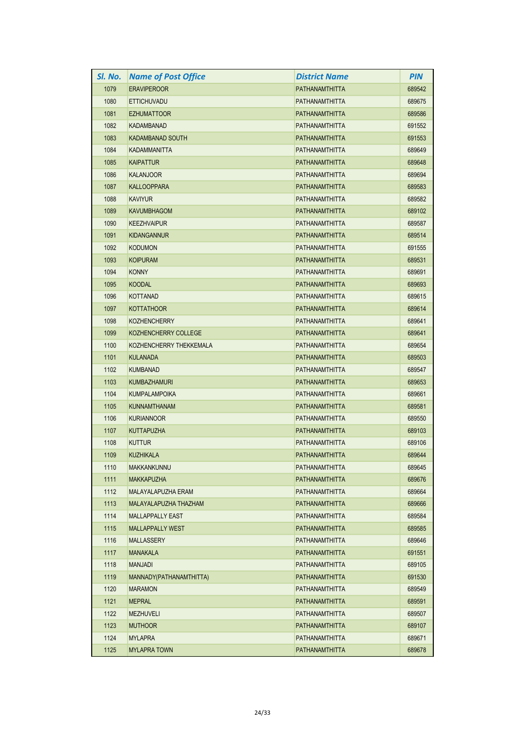| Sl. No. | Name of Post Office | District Name | PIN |
|---|---|---|---|
| 1079 | ERAVIPEROOR | PATHANAMTHITTA | 689542 |
| 1080 | ETTICHUVADU | PATHANAMTHITTA | 689675 |
| 1081 | EZHUMATTOOR | PATHANAMTHITTA | 689586 |
| 1082 | KADAMBANAD | PATHANAMTHITTA | 691552 |
| 1083 | KADAMBANAD SOUTH | PATHANAMTHITTA | 691553 |
| 1084 | KADAMMANITTA | PATHANAMTHITTA | 689649 |
| 1085 | KAIPATTUR | PATHANAMTHITTA | 689648 |
| 1086 | KALANJOOR | PATHANAMTHITTA | 689694 |
| 1087 | KALLOOPPARA | PATHANAMTHITTA | 689583 |
| 1088 | KAVIYUR | PATHANAMTHITTA | 689582 |
| 1089 | KAVUMBHAGOM | PATHANAMTHITTA | 689102 |
| 1090 | KEEZHVAIPUR | PATHANAMTHITTA | 689587 |
| 1091 | KIDANGANNUR | PATHANAMTHITTA | 689514 |
| 1092 | KODUMON | PATHANAMTHITTA | 691555 |
| 1093 | KOIPURAM | PATHANAMTHITTA | 689531 |
| 1094 | KONNY | PATHANAMTHITTA | 689691 |
| 1095 | KOODAL | PATHANAMTHITTA | 689693 |
| 1096 | KOTTANAD | PATHANAMTHITTA | 689615 |
| 1097 | KOTTATHOOR | PATHANAMTHITTA | 689614 |
| 1098 | KOZHENCHERRY | PATHANAMTHITTA | 689641 |
| 1099 | KOZHENCHERRY COLLEGE | PATHANAMTHITTA | 689641 |
| 1100 | KOZHENCHERRY THEKKEMALA | PATHANAMTHITTA | 689654 |
| 1101 | KULANADA | PATHANAMTHITTA | 689503 |
| 1102 | KUMBANAD | PATHANAMTHITTA | 689547 |
| 1103 | KUMBAZHAMURI | PATHANAMTHITTA | 689653 |
| 1104 | KUMPALAMPOIKA | PATHANAMTHITTA | 689661 |
| 1105 | KUNNAMTHANAM | PATHANAMTHITTA | 689581 |
| 1106 | KURIANNOOR | PATHANAMTHITTA | 689550 |
| 1107 | KUTTAPUZHA | PATHANAMTHITTA | 689103 |
| 1108 | KUTTUR | PATHANAMTHITTA | 689106 |
| 1109 | KUZHIKALA | PATHANAMTHITTA | 689644 |
| 1110 | MAKKANKUNNU | PATHANAMTHITTA | 689645 |
| 1111 | MAKKAPUZHA | PATHANAMTHITTA | 689676 |
| 1112 | MALAYALAPUZHA ERAM | PATHANAMTHITTA | 689664 |
| 1113 | MALAYALAPUZHA THAZHAM | PATHANAMTHITTA | 689666 |
| 1114 | MALLAPPALLY EAST | PATHANAMTHITTA | 689584 |
| 1115 | MALLAPPALLY WEST | PATHANAMTHITTA | 689585 |
| 1116 | MALLASSERY | PATHANAMTHITTA | 689646 |
| 1117 | MANAKALA | PATHANAMTHITTA | 691551 |
| 1118 | MANJADI | PATHANAMTHITTA | 689105 |
| 1119 | MANNADY(PATHANAMTHITTA) | PATHANAMTHITTA | 691530 |
| 1120 | MARAMON | PATHANAMTHITTA | 689549 |
| 1121 | MEPRAL | PATHANAMTHITTA | 689591 |
| 1122 | MEZHUVELI | PATHANAMTHITTA | 689507 |
| 1123 | MUTHOOR | PATHANAMTHITTA | 689107 |
| 1124 | MYLAPRA | PATHANAMTHITTA | 689671 |
| 1125 | MYLAPRA TOWN | PATHANAMTHITTA | 689678 |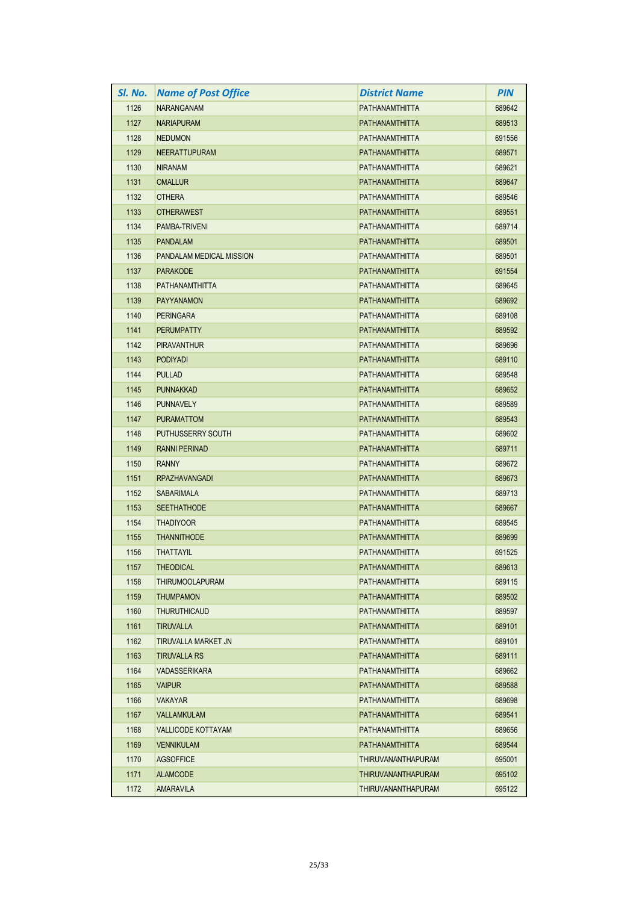| Sl. No. | Name of Post Office | District Name | PIN |
|---|---|---|---|
| 1126 | NARANGANAM | PATHANAMTHITTA | 689642 |
| 1127 | NARIAPURAM | PATHANAMTHITTA | 689513 |
| 1128 | NEDUMON | PATHANAMTHITTA | 691556 |
| 1129 | NEERATTUPURAM | PATHANAMTHITTA | 689571 |
| 1130 | NIRANAM | PATHANAMTHITTA | 689621 |
| 1131 | OMALLUR | PATHANAMTHITTA | 689647 |
| 1132 | OTHERA | PATHANAMTHITTA | 689546 |
| 1133 | OTHERAWEST | PATHANAMTHITTA | 689551 |
| 1134 | PAMBA-TRIVENI | PATHANAMTHITTA | 689714 |
| 1135 | PANDALAM | PATHANAMTHITTA | 689501 |
| 1136 | PANDALAM MEDICAL MISSION | PATHANAMTHITTA | 689501 |
| 1137 | PARAKODE | PATHANAMTHITTA | 691554 |
| 1138 | PATHANAMTHITTA | PATHANAMTHITTA | 689645 |
| 1139 | PAYYANAMON | PATHANAMTHITTA | 689692 |
| 1140 | PERINGARA | PATHANAMTHITTA | 689108 |
| 1141 | PERUMPATTY | PATHANAMTHITTA | 689592 |
| 1142 | PIRAVANTHUR | PATHANAMTHITTA | 689696 |
| 1143 | PODIYADI | PATHANAMTHITTA | 689110 |
| 1144 | PULLAD | PATHANAMTHITTA | 689548 |
| 1145 | PUNNAKKAD | PATHANAMTHITTA | 689652 |
| 1146 | PUNNAVELY | PATHANAMTHITTA | 689589 |
| 1147 | PURAMATTOM | PATHANAMTHITTA | 689543 |
| 1148 | PUTHUSSERRY SOUTH | PATHANAMTHITTA | 689602 |
| 1149 | RANNI PERINAD | PATHANAMTHITTA | 689711 |
| 1150 | RANNY | PATHANAMTHITTA | 689672 |
| 1151 | RPAZHAVANGADI | PATHANAMTHITTA | 689673 |
| 1152 | SABARIMALA | PATHANAMTHITTA | 689713 |
| 1153 | SEETHATHODE | PATHANAMTHITTA | 689667 |
| 1154 | THADIYOOR | PATHANAMTHITTA | 689545 |
| 1155 | THANNITHODE | PATHANAMTHITTA | 689699 |
| 1156 | THATTAYIL | PATHANAMTHITTA | 691525 |
| 1157 | THEODICAL | PATHANAMTHITTA | 689613 |
| 1158 | THIRUMOOLAPURAM | PATHANAMTHITTA | 689115 |
| 1159 | THUMPAMON | PATHANAMTHITTA | 689502 |
| 1160 | THURUTHICAUD | PATHANAMTHITTA | 689597 |
| 1161 | TIRUVALLA | PATHANAMTHITTA | 689101 |
| 1162 | TIRUVALLA MARKET JN | PATHANAMTHITTA | 689101 |
| 1163 | TIRUVALLA RS | PATHANAMTHITTA | 689111 |
| 1164 | VADASSERIKARA | PATHANAMTHITTA | 689662 |
| 1165 | VAIPUR | PATHANAMTHITTA | 689588 |
| 1166 | VAKAYAR | PATHANAMTHITTA | 689698 |
| 1167 | VALLAMKULAM | PATHANAMTHITTA | 689541 |
| 1168 | VALLICODE KOTTAYAM | PATHANAMTHITTA | 689656 |
| 1169 | VENNIKULAM | PATHANAMTHITTA | 689544 |
| 1170 | AGSOFFICE | THIRUVANANTHAPURAM | 695001 |
| 1171 | ALAMCODE | THIRUVANANTHAPURAM | 695102 |
| 1172 | AMARAVILA | THIRUVANANTHAPURAM | 695122 |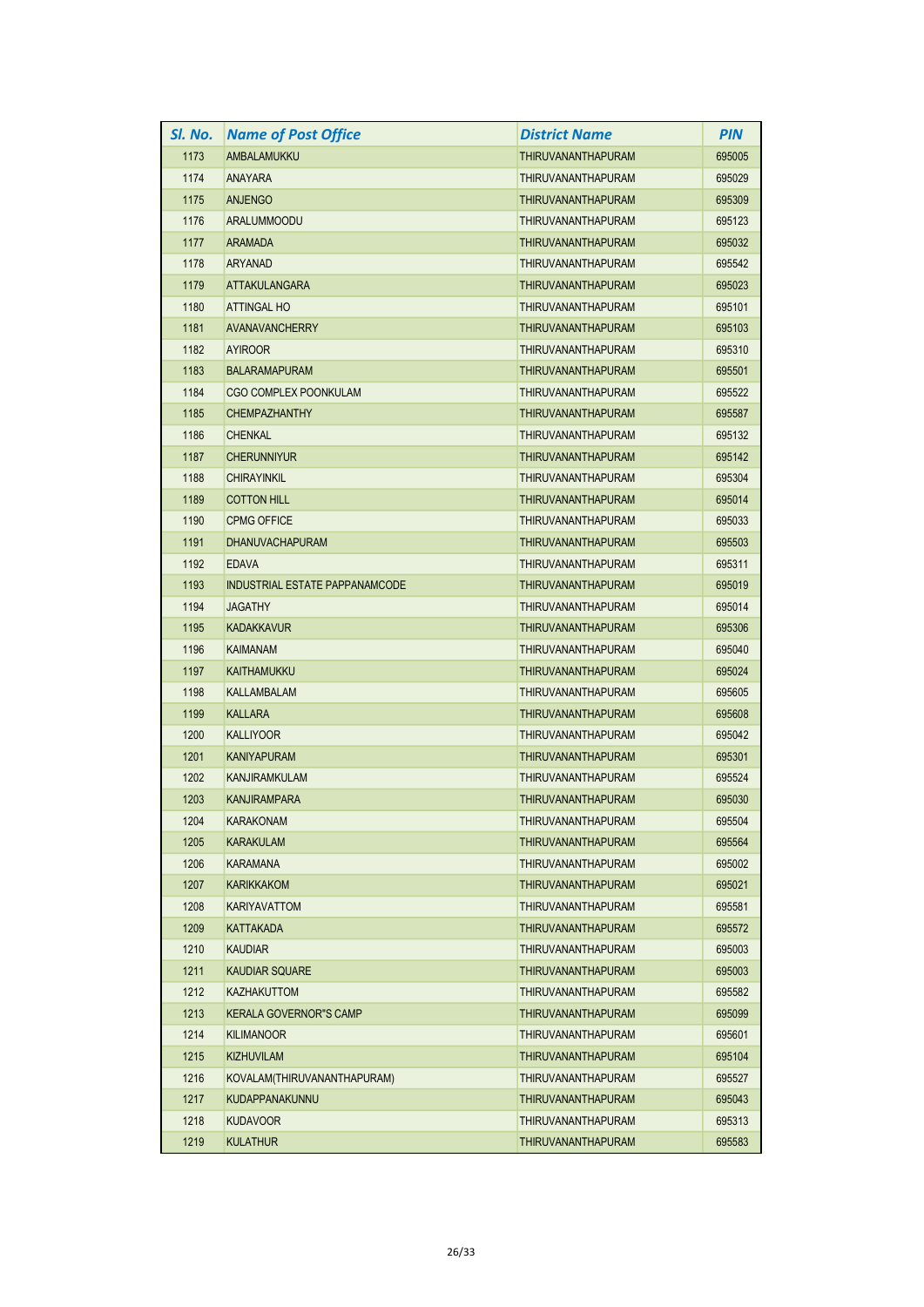| Sl. No. | Name of Post Office | District Name | PIN |
|---|---|---|---|
| 1173 | AMBALAMUKKU | THIRUVANANTHAPURAM | 695005 |
| 1174 | ANAYARA | THIRUVANANTHAPURAM | 695029 |
| 1175 | ANJENGO | THIRUVANANTHAPURAM | 695309 |
| 1176 | ARALUMMOODU | THIRUVANANTHAPURAM | 695123 |
| 1177 | ARAMADA | THIRUVANANTHAPURAM | 695032 |
| 1178 | ARYANAD | THIRUVANANTHAPURAM | 695542 |
| 1179 | ATTAKULANGARA | THIRUVANANTHAPURAM | 695023 |
| 1180 | ATTINGAL HO | THIRUVANANTHAPURAM | 695101 |
| 1181 | AVANAVANCHERRY | THIRUVANANTHAPURAM | 695103 |
| 1182 | AYIROOR | THIRUVANANTHAPURAM | 695310 |
| 1183 | BALARAMAPURAM | THIRUVANANTHAPURAM | 695501 |
| 1184 | CGO COMPLEX POONKULAM | THIRUVANANTHAPURAM | 695522 |
| 1185 | CHEMPAZHANTHY | THIRUVANANTHAPURAM | 695587 |
| 1186 | CHENKAL | THIRUVANANTHAPURAM | 695132 |
| 1187 | CHERUNNIYUR | THIRUVANANTHAPURAM | 695142 |
| 1188 | CHIRAYINKIL | THIRUVANANTHAPURAM | 695304 |
| 1189 | COTTON HILL | THIRUVANANTHAPURAM | 695014 |
| 1190 | CPMG OFFICE | THIRUVANANTHAPURAM | 695033 |
| 1191 | DHANUVACHAPURAM | THIRUVANANTHAPURAM | 695503 |
| 1192 | EDAVA | THIRUVANANTHAPURAM | 695311 |
| 1193 | INDUSTRIAL ESTATE PAPPANAMCODE | THIRUVANANTHAPURAM | 695019 |
| 1194 | JAGATHY | THIRUVANANTHAPURAM | 695014 |
| 1195 | KADAKKAVUR | THIRUVANANTHAPURAM | 695306 |
| 1196 | KAIMANAM | THIRUVANANTHAPURAM | 695040 |
| 1197 | KAITHAMUKKU | THIRUVANANTHAPURAM | 695024 |
| 1198 | KALLAMBALAM | THIRUVANANTHAPURAM | 695605 |
| 1199 | KALLARA | THIRUVANANTHAPURAM | 695608 |
| 1200 | KALLIYOOR | THIRUVANANTHAPURAM | 695042 |
| 1201 | KANIYAPURAM | THIRUVANANTHAPURAM | 695301 |
| 1202 | KANJIRAMKULAM | THIRUVANANTHAPURAM | 695524 |
| 1203 | KANJIRAMPARA | THIRUVANANTHAPURAM | 695030 |
| 1204 | KARAKONAM | THIRUVANANTHAPURAM | 695504 |
| 1205 | KARAKULAM | THIRUVANANTHAPURAM | 695564 |
| 1206 | KARAMANA | THIRUVANANTHAPURAM | 695002 |
| 1207 | KARIKKAKOM | THIRUVANANTHAPURAM | 695021 |
| 1208 | KARIYAVATTOM | THIRUVANANTHAPURAM | 695581 |
| 1209 | KATTAKADA | THIRUVANANTHAPURAM | 695572 |
| 1210 | KAUDIAR | THIRUVANANTHAPURAM | 695003 |
| 1211 | KAUDIAR SQUARE | THIRUVANANTHAPURAM | 695003 |
| 1212 | KAZHAKUTTOM | THIRUVANANTHAPURAM | 695582 |
| 1213 | KERALA GOVERNOR"S CAMP | THIRUVANANTHAPURAM | 695099 |
| 1214 | KILIMANOOR | THIRUVANANTHAPURAM | 695601 |
| 1215 | KIZHUVILAM | THIRUVANANTHAPURAM | 695104 |
| 1216 | KOVALAM(THIRUVANANTHAPURAM) | THIRUVANANTHAPURAM | 695527 |
| 1217 | KUDAPPANAKUNNU | THIRUVANANTHAPURAM | 695043 |
| 1218 | KUDAVOOR | THIRUVANANTHAPURAM | 695313 |
| 1219 | KULATHUR | THIRUVANANTHAPURAM | 695583 |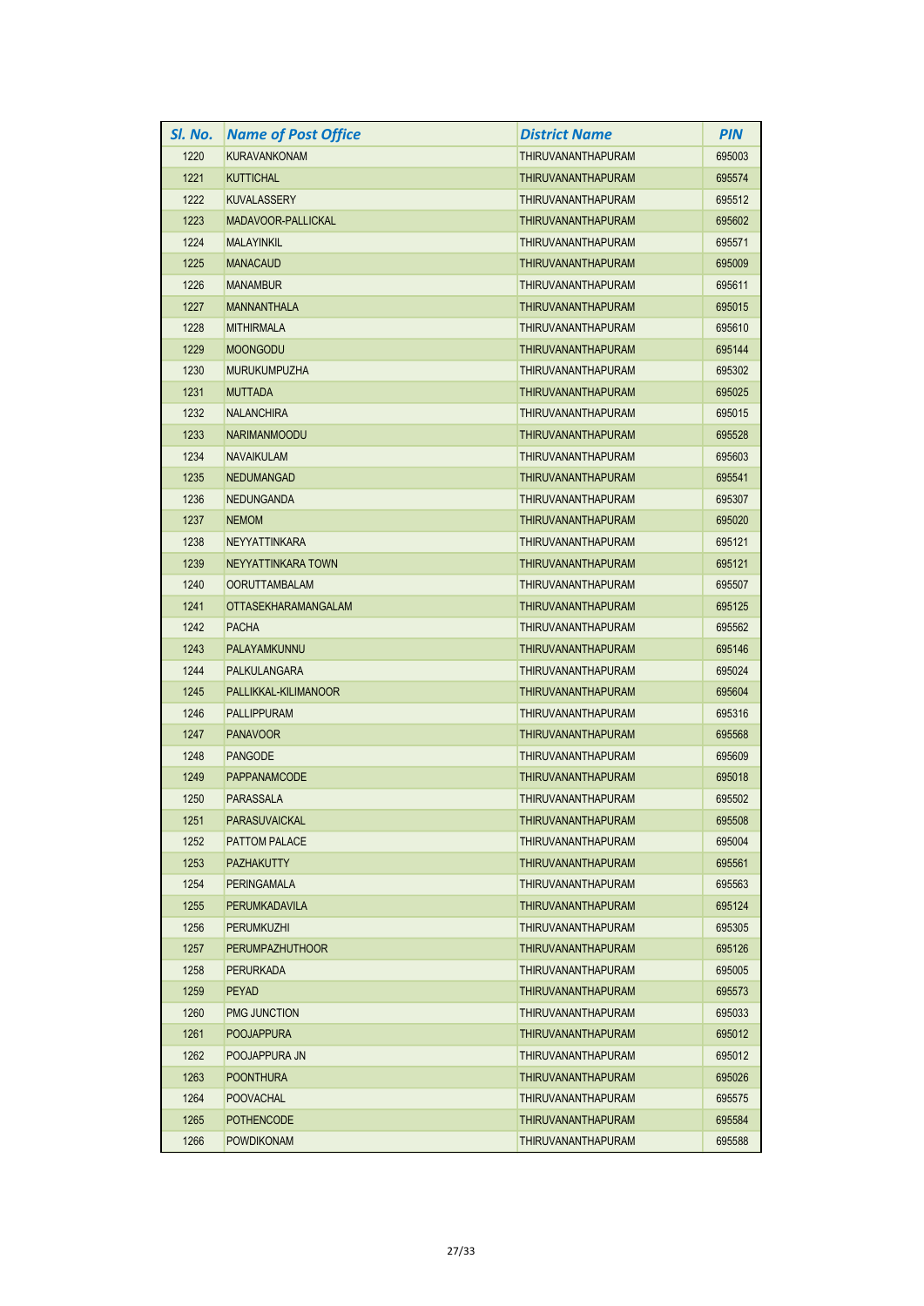| Sl. No. | Name of Post Office | District Name | PIN |
|---|---|---|---|
| 1220 | KURAVANKONAM | THIRUVANANTHAPURAM | 695003 |
| 1221 | KUTTICHAL | THIRUVANANTHAPURAM | 695574 |
| 1222 | KUVALASSERY | THIRUVANANTHAPURAM | 695512 |
| 1223 | MADAVOOR-PALLICKAL | THIRUVANANTHAPURAM | 695602 |
| 1224 | MALAYINKIL | THIRUVANANTHAPURAM | 695571 |
| 1225 | MANACAUD | THIRUVANANTHAPURAM | 695009 |
| 1226 | MANAMBUR | THIRUVANANTHAPURAM | 695611 |
| 1227 | MANNANTHALA | THIRUVANANTHAPURAM | 695015 |
| 1228 | MITHIRMALA | THIRUVANANTHAPURAM | 695610 |
| 1229 | MOONGODU | THIRUVANANTHAPURAM | 695144 |
| 1230 | MURUKUMPUZHA | THIRUVANANTHAPURAM | 695302 |
| 1231 | MUTTADA | THIRUVANANTHAPURAM | 695025 |
| 1232 | NALANCHIRA | THIRUVANANTHAPURAM | 695015 |
| 1233 | NARIMANMOODU | THIRUVANANTHAPURAM | 695528 |
| 1234 | NAVAIKULAM | THIRUVANANTHAPURAM | 695603 |
| 1235 | NEDUMANGAD | THIRUVANANTHAPURAM | 695541 |
| 1236 | NEDUNGANDA | THIRUVANANTHAPURAM | 695307 |
| 1237 | NEMOM | THIRUVANANTHAPURAM | 695020 |
| 1238 | NEYYATTINKARA | THIRUVANANTHAPURAM | 695121 |
| 1239 | NEYYATTINKARA TOWN | THIRUVANANTHAPURAM | 695121 |
| 1240 | OORUTTAMBALAM | THIRUVANANTHAPURAM | 695507 |
| 1241 | OTTASEKHARAMANGALAM | THIRUVANANTHAPURAM | 695125 |
| 1242 | PACHA | THIRUVANANTHAPURAM | 695562 |
| 1243 | PALAYAMKUNNU | THIRUVANANTHAPURAM | 695146 |
| 1244 | PALKULANGARA | THIRUVANANTHAPURAM | 695024 |
| 1245 | PALLIKKAL-KILIMANOOR | THIRUVANANTHAPURAM | 695604 |
| 1246 | PALLIPPURAM | THIRUVANANTHAPURAM | 695316 |
| 1247 | PANAVOOR | THIRUVANANTHAPURAM | 695568 |
| 1248 | PANGODE | THIRUVANANTHAPURAM | 695609 |
| 1249 | PAPPANAMCODE | THIRUVANANTHAPURAM | 695018 |
| 1250 | PARASSALA | THIRUVANANTHAPURAM | 695502 |
| 1251 | PARASUVAICKAL | THIRUVANANTHAPURAM | 695508 |
| 1252 | PATTOM PALACE | THIRUVANANTHAPURAM | 695004 |
| 1253 | PAZHAKUTTY | THIRUVANANTHAPURAM | 695561 |
| 1254 | PERINGAMALA | THIRUVANANTHAPURAM | 695563 |
| 1255 | PERUMKADAVILA | THIRUVANANTHAPURAM | 695124 |
| 1256 | PERUMKUZHI | THIRUVANANTHAPURAM | 695305 |
| 1257 | PERUMPAZHUTHOOR | THIRUVANANTHAPURAM | 695126 |
| 1258 | PERURKADA | THIRUVANANTHAPURAM | 695005 |
| 1259 | PEYAD | THIRUVANANTHAPURAM | 695573 |
| 1260 | PMG JUNCTION | THIRUVANANTHAPURAM | 695033 |
| 1261 | POOJAPPURA | THIRUVANANTHAPURAM | 695012 |
| 1262 | POOJAPPURA JN | THIRUVANANTHAPURAM | 695012 |
| 1263 | POONTHURA | THIRUVANANTHAPURAM | 695026 |
| 1264 | POOVACHAL | THIRUVANANTHAPURAM | 695575 |
| 1265 | POTHENCODE | THIRUVANANTHAPURAM | 695584 |
| 1266 | POWDIKONAM | THIRUVANANTHAPURAM | 695588 |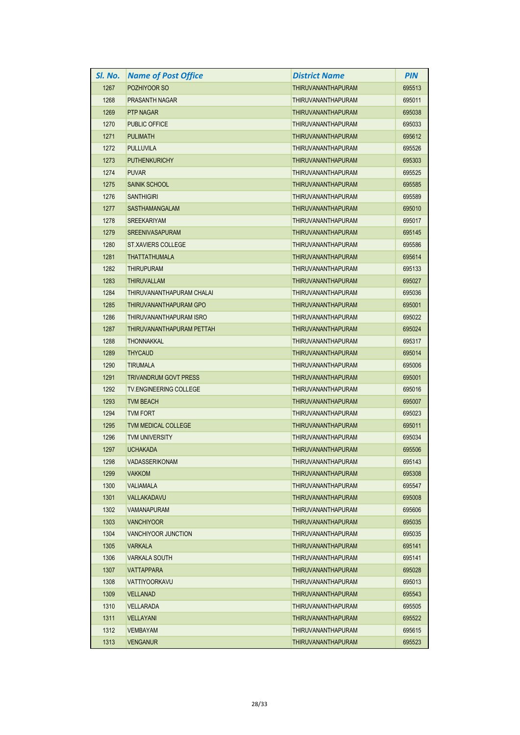| Sl. No. | Name of Post Office | District Name | PIN |
|---|---|---|---|
| 1267 | POZHIYOOR SO | THIRUVANANTHAPURAM | 695513 |
| 1268 | PRASANTH NAGAR | THIRUVANANTHAPURAM | 695011 |
| 1269 | PTP NAGAR | THIRUVANANTHAPURAM | 695038 |
| 1270 | PUBLIC OFFICE | THIRUVANANTHAPURAM | 695033 |
| 1271 | PULIMATH | THIRUVANANTHAPURAM | 695612 |
| 1272 | PULLUVILA | THIRUVANANTHAPURAM | 695526 |
| 1273 | PUTHENKURICHY | THIRUVANANTHAPURAM | 695303 |
| 1274 | PUVAR | THIRUVANANTHAPURAM | 695525 |
| 1275 | SAINIK SCHOOL | THIRUVANANTHAPURAM | 695585 |
| 1276 | SANTHIGIRI | THIRUVANANTHAPURAM | 695589 |
| 1277 | SASTHAMANGALAM | THIRUVANANTHAPURAM | 695010 |
| 1278 | SREEKARIYAM | THIRUVANANTHAPURAM | 695017 |
| 1279 | SREENIVASAPURAM | THIRUVANANTHAPURAM | 695145 |
| 1280 | ST.XAVIERS COLLEGE | THIRUVANANTHAPURAM | 695586 |
| 1281 | THATTATHUMALA | THIRUVANANTHAPURAM | 695614 |
| 1282 | THIRUPURAM | THIRUVANANTHAPURAM | 695133 |
| 1283 | THIRUVALLAM | THIRUVANANTHAPURAM | 695027 |
| 1284 | THIRUVANANTHAPURAM CHALAI | THIRUVANANTHAPURAM | 695036 |
| 1285 | THIRUVANANTHAPURAM GPO | THIRUVANANTHAPURAM | 695001 |
| 1286 | THIRUVANANTHAPURAM ISRO | THIRUVANANTHAPURAM | 695022 |
| 1287 | THIRUVANANTHAPURAM PETTAH | THIRUVANANTHAPURAM | 695024 |
| 1288 | THONNAKKAL | THIRUVANANTHAPURAM | 695317 |
| 1289 | THYCAUD | THIRUVANANTHAPURAM | 695014 |
| 1290 | TIRUMALA | THIRUVANANTHAPURAM | 695006 |
| 1291 | TRIVANDRUM GOVT PRESS | THIRUVANANTHAPURAM | 695001 |
| 1292 | TV.ENGINEERING COLLEGE | THIRUVANANTHAPURAM | 695016 |
| 1293 | TVM BEACH | THIRUVANANTHAPURAM | 695007 |
| 1294 | TVM FORT | THIRUVANANTHAPURAM | 695023 |
| 1295 | TVM MEDICAL COLLEGE | THIRUVANANTHAPURAM | 695011 |
| 1296 | TVM UNIVERSITY | THIRUVANANTHAPURAM | 695034 |
| 1297 | UCHAKADA | THIRUVANANTHAPURAM | 695506 |
| 1298 | VADASSERIKONAM | THIRUVANANTHAPURAM | 695143 |
| 1299 | VAKKOM | THIRUVANANTHAPURAM | 695308 |
| 1300 | VALIAMALA | THIRUVANANTHAPURAM | 695547 |
| 1301 | VALLAKADAVU | THIRUVANANTHAPURAM | 695008 |
| 1302 | VAMANAPURAM | THIRUVANANTHAPURAM | 695606 |
| 1303 | VANCHIYOOR | THIRUVANANTHAPURAM | 695035 |
| 1304 | VANCHIYOOR JUNCTION | THIRUVANANTHAPURAM | 695035 |
| 1305 | VARKALA | THIRUVANANTHAPURAM | 695141 |
| 1306 | VARKALA SOUTH | THIRUVANANTHAPURAM | 695141 |
| 1307 | VATTAPPARA | THIRUVANANTHAPURAM | 695028 |
| 1308 | VATTIYOORKAVU | THIRUVANANTHAPURAM | 695013 |
| 1309 | VELLANAD | THIRUVANANTHAPURAM | 695543 |
| 1310 | VELLARADA | THIRUVANANTHAPURAM | 695505 |
| 1311 | VELLAYANI | THIRUVANANTHAPURAM | 695522 |
| 1312 | VEMBAYAM | THIRUVANANTHAPURAM | 695615 |
| 1313 | VENGANUR | THIRUVANANTHAPURAM | 695523 |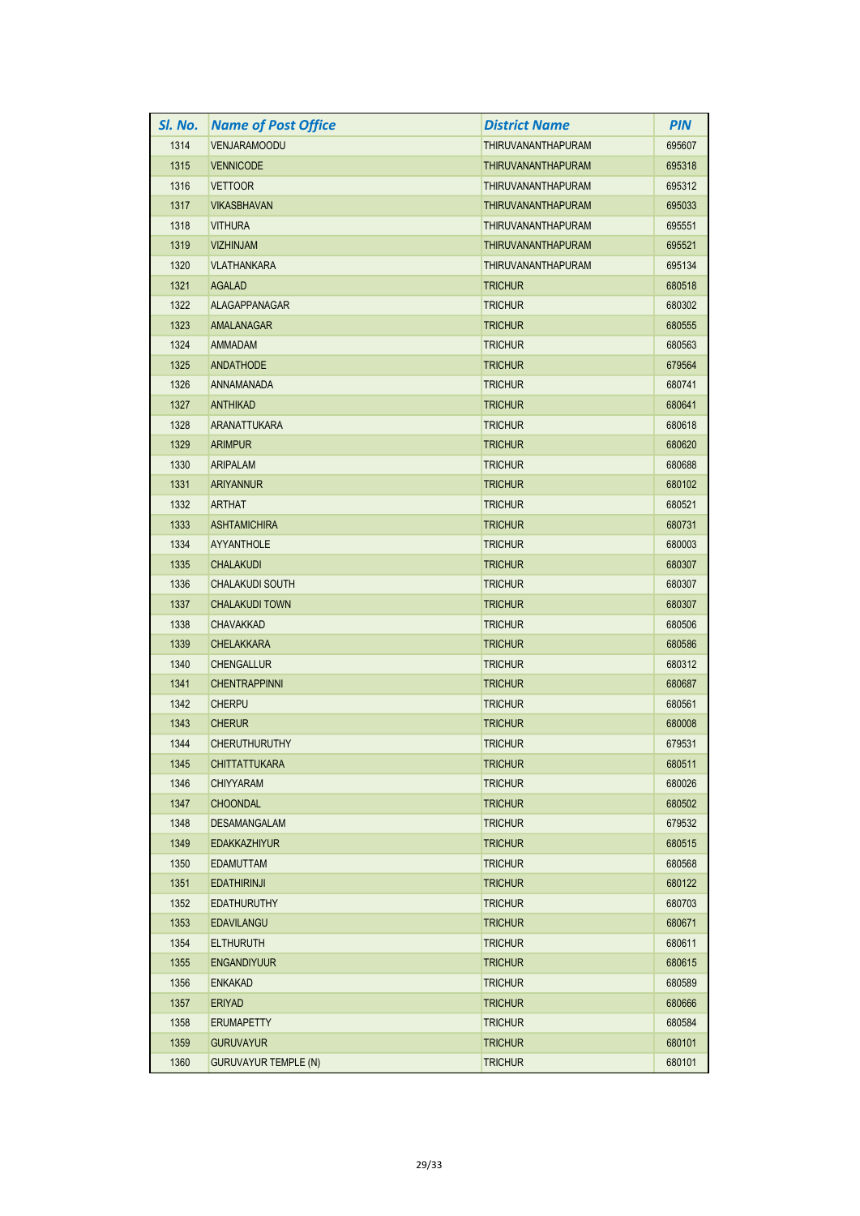| Sl. No. | Name of Post Office | District Name | PIN |
|---|---|---|---|
| 1314 | VENJARAMOODU | THIRUVANANTHAPURAM | 695607 |
| 1315 | VENNICODE | THIRUVANANTHAPURAM | 695318 |
| 1316 | VETTOOR | THIRUVANANTHAPURAM | 695312 |
| 1317 | VIKASBHAVAN | THIRUVANANTHAPURAM | 695033 |
| 1318 | VITHURA | THIRUVANANTHAPURAM | 695551 |
| 1319 | VIZHINJAM | THIRUVANANTHAPURAM | 695521 |
| 1320 | VLATHANKARA | THIRUVANANTHAPURAM | 695134 |
| 1321 | AGALAD | TRICHUR | 680518 |
| 1322 | ALAGAPPANAGAR | TRICHUR | 680302 |
| 1323 | AMALANAGAR | TRICHUR | 680555 |
| 1324 | AMMADAM | TRICHUR | 680563 |
| 1325 | ANDATHODE | TRICHUR | 679564 |
| 1326 | ANNAMANADA | TRICHUR | 680741 |
| 1327 | ANTHIKAD | TRICHUR | 680641 |
| 1328 | ARANATTUKARA | TRICHUR | 680618 |
| 1329 | ARIMPUR | TRICHUR | 680620 |
| 1330 | ARIPALAM | TRICHUR | 680688 |
| 1331 | ARIYANNUR | TRICHUR | 680102 |
| 1332 | ARTHAT | TRICHUR | 680521 |
| 1333 | ASHTAMICHIRA | TRICHUR | 680731 |
| 1334 | AYYANTHOLE | TRICHUR | 680003 |
| 1335 | CHALAKUDI | TRICHUR | 680307 |
| 1336 | CHALAKUDI SOUTH | TRICHUR | 680307 |
| 1337 | CHALAKUDI TOWN | TRICHUR | 680307 |
| 1338 | CHAVAKKAD | TRICHUR | 680506 |
| 1339 | CHELAKKARA | TRICHUR | 680586 |
| 1340 | CHENGALLUR | TRICHUR | 680312 |
| 1341 | CHENTRAPPINNI | TRICHUR | 680687 |
| 1342 | CHERPU | TRICHUR | 680561 |
| 1343 | CHERUR | TRICHUR | 680008 |
| 1344 | CHERUTHURUTHY | TRICHUR | 679531 |
| 1345 | CHITTATTUKARA | TRICHUR | 680511 |
| 1346 | CHIYYARAM | TRICHUR | 680026 |
| 1347 | CHOONDAL | TRICHUR | 680502 |
| 1348 | DESAMANGALAM | TRICHUR | 679532 |
| 1349 | EDAKKAZHIYUR | TRICHUR | 680515 |
| 1350 | EDAMUTTAM | TRICHUR | 680568 |
| 1351 | EDATHIRINJI | TRICHUR | 680122 |
| 1352 | EDATHURUTHY | TRICHUR | 680703 |
| 1353 | EDAVILANGU | TRICHUR | 680671 |
| 1354 | ELTHURUTH | TRICHUR | 680611 |
| 1355 | ENGANDIYUUR | TRICHUR | 680615 |
| 1356 | ENKAKAD | TRICHUR | 680589 |
| 1357 | ERIYAD | TRICHUR | 680666 |
| 1358 | ERUMAPETTY | TRICHUR | 680584 |
| 1359 | GURUVAYUR | TRICHUR | 680101 |
| 1360 | GURUVAYUR TEMPLE (N) | TRICHUR | 680101 |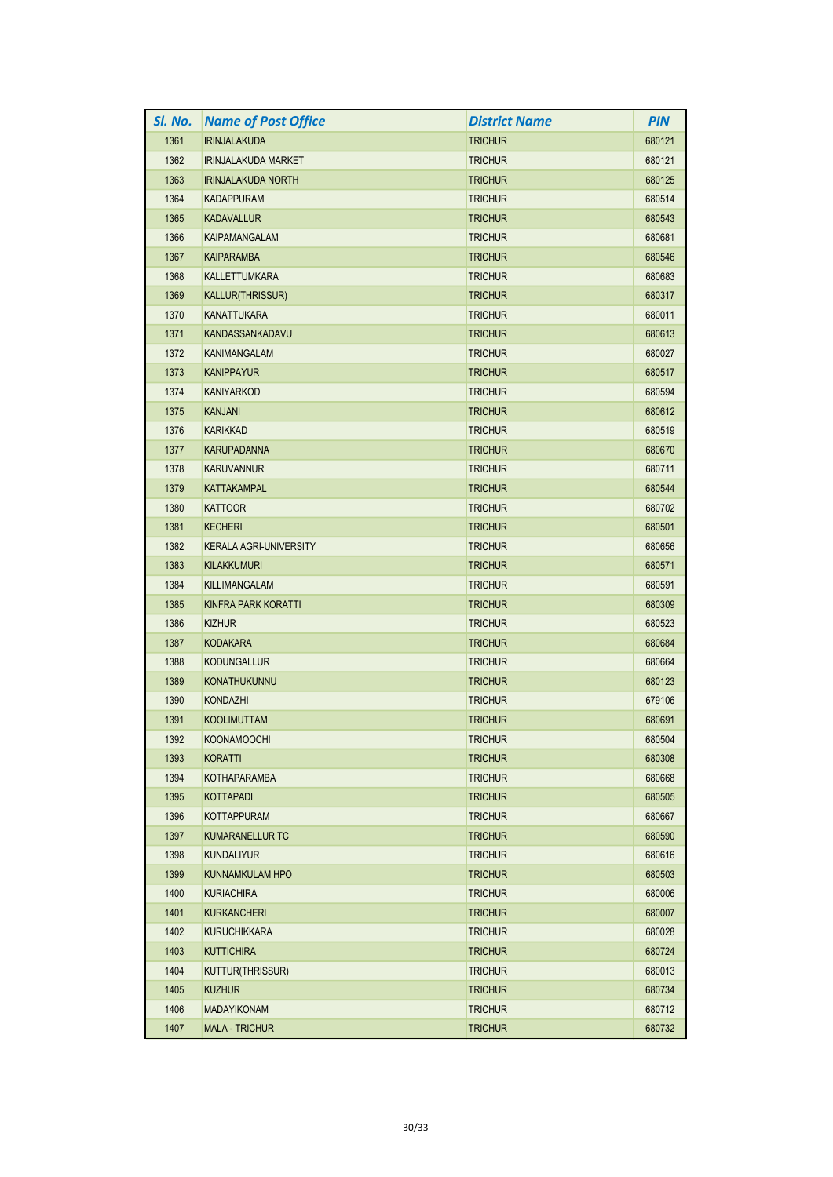| Sl. No. | Name of Post Office | District Name | PIN |
|---|---|---|---|
| 1361 | IRINJALAKUDA | TRICHUR | 680121 |
| 1362 | IRINJALAKUDA MARKET | TRICHUR | 680121 |
| 1363 | IRINJALAKUDA NORTH | TRICHUR | 680125 |
| 1364 | KADAPPURAM | TRICHUR | 680514 |
| 1365 | KADAVALLUR | TRICHUR | 680543 |
| 1366 | KAIPAMANGALAM | TRICHUR | 680681 |
| 1367 | KAIPARAMBA | TRICHUR | 680546 |
| 1368 | KALLETTUMKARA | TRICHUR | 680683 |
| 1369 | KALLUR(THRISSUR) | TRICHUR | 680317 |
| 1370 | KANATTUKARA | TRICHUR | 680011 |
| 1371 | KANDASSANKADAVU | TRICHUR | 680613 |
| 1372 | KANIMANGALAM | TRICHUR | 680027 |
| 1373 | KANIPPAYUR | TRICHUR | 680517 |
| 1374 | KANIYARKOD | TRICHUR | 680594 |
| 1375 | KANJANI | TRICHUR | 680612 |
| 1376 | KARIKKAD | TRICHUR | 680519 |
| 1377 | KARUPADANNA | TRICHUR | 680670 |
| 1378 | KARUVANNUR | TRICHUR | 680711 |
| 1379 | KATTAKAMPAL | TRICHUR | 680544 |
| 1380 | KATTOOR | TRICHUR | 680702 |
| 1381 | KECHERI | TRICHUR | 680501 |
| 1382 | KERALA AGRI-UNIVERSITY | TRICHUR | 680656 |
| 1383 | KILAKKUMURI | TRICHUR | 680571 |
| 1384 | KILLIMANGALAM | TRICHUR | 680591 |
| 1385 | KINFRA PARK KORATTI | TRICHUR | 680309 |
| 1386 | KIZHUR | TRICHUR | 680523 |
| 1387 | KODAKARA | TRICHUR | 680684 |
| 1388 | KODUNGALLUR | TRICHUR | 680664 |
| 1389 | KONATHUKUNNU | TRICHUR | 680123 |
| 1390 | KONDAZHI | TRICHUR | 679106 |
| 1391 | KOOLIMUTTAM | TRICHUR | 680691 |
| 1392 | KOONAMOOCHI | TRICHUR | 680504 |
| 1393 | KORATTI | TRICHUR | 680308 |
| 1394 | KOTHAPARAMBA | TRICHUR | 680668 |
| 1395 | KOTTAPADI | TRICHUR | 680505 |
| 1396 | KOTTAPPURAM | TRICHUR | 680667 |
| 1397 | KUMARANELLUR TC | TRICHUR | 680590 |
| 1398 | KUNDALIYUR | TRICHUR | 680616 |
| 1399 | KUNNAMKULAM HPO | TRICHUR | 680503 |
| 1400 | KURIACHIRA | TRICHUR | 680006 |
| 1401 | KURKANCHERI | TRICHUR | 680007 |
| 1402 | KURUCHIKKARA | TRICHUR | 680028 |
| 1403 | KUTTICHIRA | TRICHUR | 680724 |
| 1404 | KUTTUR(THRISSUR) | TRICHUR | 680013 |
| 1405 | KUZHUR | TRICHUR | 680734 |
| 1406 | MADAYIKONAM | TRICHUR | 680712 |
| 1407 | MALA - TRICHUR | TRICHUR | 680732 |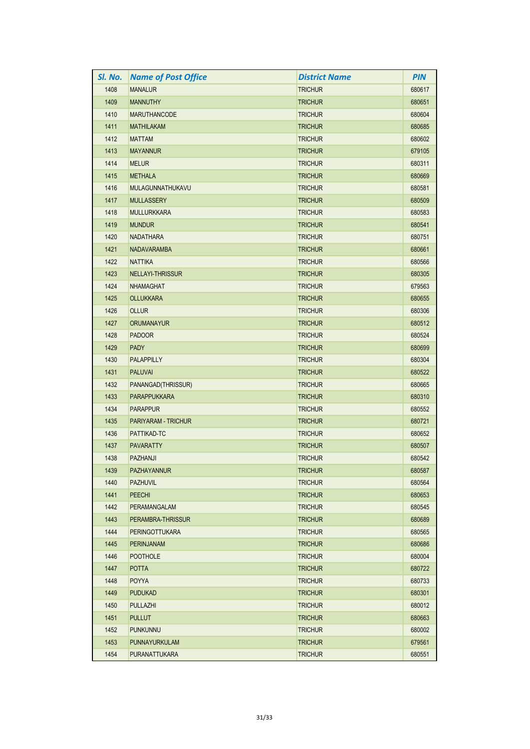| Sl. No. | Name of Post Office | District Name | PIN |
|---|---|---|---|
| 1408 | MANALUR | TRICHUR | 680617 |
| 1409 | MANNUTHY | TRICHUR | 680651 |
| 1410 | MARUTHANCODE | TRICHUR | 680604 |
| 1411 | MATHILAKAM | TRICHUR | 680685 |
| 1412 | MATTAM | TRICHUR | 680602 |
| 1413 | MAYANNUR | TRICHUR | 679105 |
| 1414 | MELUR | TRICHUR | 680311 |
| 1415 | METHALA | TRICHUR | 680669 |
| 1416 | MULAGUNNATHUKAVU | TRICHUR | 680581 |
| 1417 | MULLASSERY | TRICHUR | 680509 |
| 1418 | MULLURKKARA | TRICHUR | 680583 |
| 1419 | MUNDUR | TRICHUR | 680541 |
| 1420 | NADATHARA | TRICHUR | 680751 |
| 1421 | NADAVARAMBA | TRICHUR | 680661 |
| 1422 | NATTIKA | TRICHUR | 680566 |
| 1423 | NELLAYI-THRISSUR | TRICHUR | 680305 |
| 1424 | NHAMAGHAT | TRICHUR | 679563 |
| 1425 | OLLUKKARA | TRICHUR | 680655 |
| 1426 | OLLUR | TRICHUR | 680306 |
| 1427 | ORUMANAYUR | TRICHUR | 680512 |
| 1428 | PADOOR | TRICHUR | 680524 |
| 1429 | PADY | TRICHUR | 680699 |
| 1430 | PALAPPILLY | TRICHUR | 680304 |
| 1431 | PALUVAI | TRICHUR | 680522 |
| 1432 | PANANGAD(THRISSUR) | TRICHUR | 680665 |
| 1433 | PARAPPUKKARA | TRICHUR | 680310 |
| 1434 | PARAPPUR | TRICHUR | 680552 |
| 1435 | PARIYARAM - TRICHUR | TRICHUR | 680721 |
| 1436 | PATTIKAD-TC | TRICHUR | 680652 |
| 1437 | PAVARATTY | TRICHUR | 680507 |
| 1438 | PAZHANJI | TRICHUR | 680542 |
| 1439 | PAZHAYANNUR | TRICHUR | 680587 |
| 1440 | PAZHUVIL | TRICHUR | 680564 |
| 1441 | PEECHI | TRICHUR | 680653 |
| 1442 | PERAMANGALAM | TRICHUR | 680545 |
| 1443 | PERAMBRA-THRISSUR | TRICHUR | 680689 |
| 1444 | PERINGOTTUKARA | TRICHUR | 680565 |
| 1445 | PERINJANAM | TRICHUR | 680686 |
| 1446 | POOTHOLE | TRICHUR | 680004 |
| 1447 | POTTA | TRICHUR | 680722 |
| 1448 | POYYA | TRICHUR | 680733 |
| 1449 | PUDUKAD | TRICHUR | 680301 |
| 1450 | PULLAZHI | TRICHUR | 680012 |
| 1451 | PULLUT | TRICHUR | 680663 |
| 1452 | PUNKUNNU | TRICHUR | 680002 |
| 1453 | PUNNAYURKULAM | TRICHUR | 679561 |
| 1454 | PURANATTUKARA | TRICHUR | 680551 |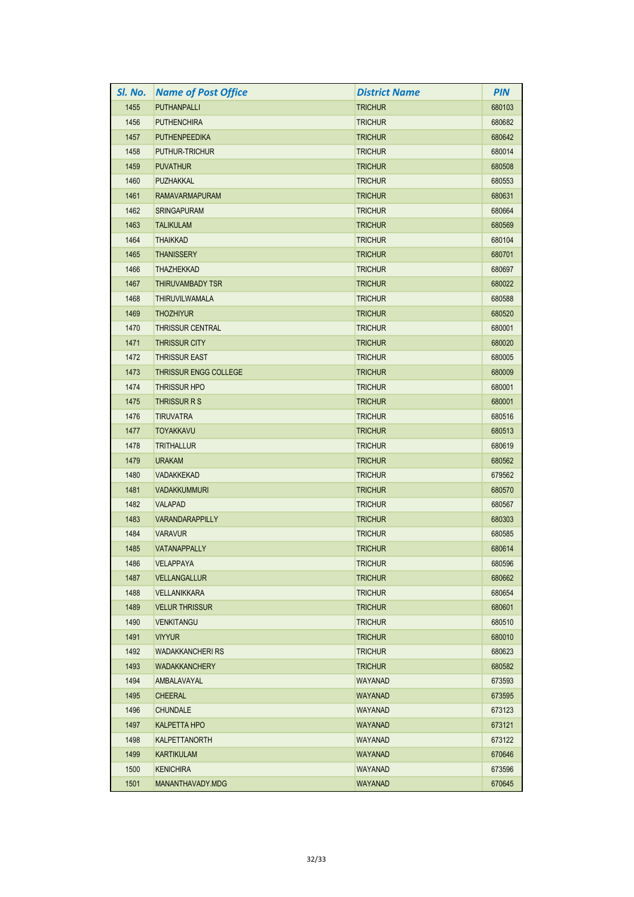| Sl. No. | Name of Post Office | District Name | PIN |
|---|---|---|---|
| 1455 | PUTHANPALLI | TRICHUR | 680103 |
| 1456 | PUTHENCHIRA | TRICHUR | 680682 |
| 1457 | PUTHENPEEDIKA | TRICHUR | 680642 |
| 1458 | PUTHUR-TRICHUR | TRICHUR | 680014 |
| 1459 | PUVATHUR | TRICHUR | 680508 |
| 1460 | PUZHAKKAL | TRICHUR | 680553 |
| 1461 | RAMAVARMAPURAM | TRICHUR | 680631 |
| 1462 | SRINGAPURAM | TRICHUR | 680664 |
| 1463 | TALIKULAM | TRICHUR | 680569 |
| 1464 | THAIKKAD | TRICHUR | 680104 |
| 1465 | THANISSERY | TRICHUR | 680701 |
| 1466 | THAZHEKKAD | TRICHUR | 680697 |
| 1467 | THIRUVAMBADY TSR | TRICHUR | 680022 |
| 1468 | THIRUVILWAMALA | TRICHUR | 680588 |
| 1469 | THOZHIYUR | TRICHUR | 680520 |
| 1470 | THRISSUR CENTRAL | TRICHUR | 680001 |
| 1471 | THRISSUR CITY | TRICHUR | 680020 |
| 1472 | THRISSUR EAST | TRICHUR | 680005 |
| 1473 | THRISSUR ENGG COLLEGE | TRICHUR | 680009 |
| 1474 | THRISSUR HPO | TRICHUR | 680001 |
| 1475 | THRISSUR R S | TRICHUR | 680001 |
| 1476 | TIRUVATRA | TRICHUR | 680516 |
| 1477 | TOYAKKAVU | TRICHUR | 680513 |
| 1478 | TRITHALLUR | TRICHUR | 680619 |
| 1479 | URAKAM | TRICHUR | 680562 |
| 1480 | VADAKKEKAD | TRICHUR | 679562 |
| 1481 | VADAKKUMMURI | TRICHUR | 680570 |
| 1482 | VALAPAD | TRICHUR | 680567 |
| 1483 | VARANDARAPPILLY | TRICHUR | 680303 |
| 1484 | VARAVUR | TRICHUR | 680585 |
| 1485 | VATANAPPALLY | TRICHUR | 680614 |
| 1486 | VELAPPAYA | TRICHUR | 680596 |
| 1487 | VELLANGALLUR | TRICHUR | 680662 |
| 1488 | VELLANIKKARA | TRICHUR | 680654 |
| 1489 | VELUR THRISSUR | TRICHUR | 680601 |
| 1490 | VENKITANGU | TRICHUR | 680510 |
| 1491 | VIYYUR | TRICHUR | 680010 |
| 1492 | WADAKKANCHERI RS | TRICHUR | 680623 |
| 1493 | WADAKKANCHERY | TRICHUR | 680582 |
| 1494 | AMBALAVAYAL | WAYANAD | 673593 |
| 1495 | CHEERAL | WAYANAD | 673595 |
| 1496 | CHUNDALE | WAYANAD | 673123 |
| 1497 | KALPETTA HPO | WAYANAD | 673121 |
| 1498 | KALPETTANORTH | WAYANAD | 673122 |
| 1499 | KARTIKULAM | WAYANAD | 670646 |
| 1500 | KENICHIRA | WAYANAD | 673596 |
| 1501 | MANANTHAVADY.MDG | WAYANAD | 670645 |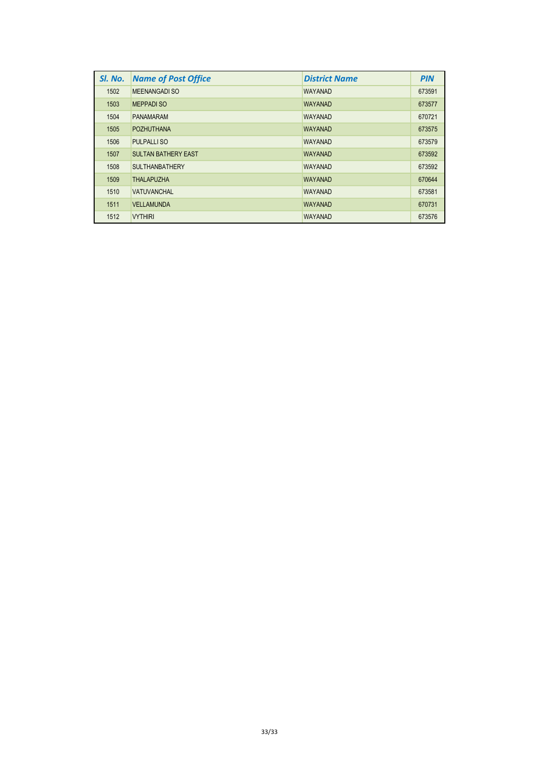| Sl. No. | Name of Post Office | District Name | PIN |
|---|---|---|---|
| 1502 | MEENANGADI SO | WAYANAD | 673591 |
| 1503 | MEPPADI SO | WAYANAD | 673577 |
| 1504 | PANAMARAM | WAYANAD | 670721 |
| 1505 | POZHUTHANA | WAYANAD | 673575 |
| 1506 | PULPALLI SO | WAYANAD | 673579 |
| 1507 | SULTAN BATHERY EAST | WAYANAD | 673592 |
| 1508 | SULTHANBATHERY | WAYANAD | 673592 |
| 1509 | THALAPUZHA | WAYANAD | 670644 |
| 1510 | VATUVANCHAL | WAYANAD | 673581 |
| 1511 | VELLAMUNDA | WAYANAD | 670731 |
| 1512 | VYTHIRI | WAYANAD | 673576 |